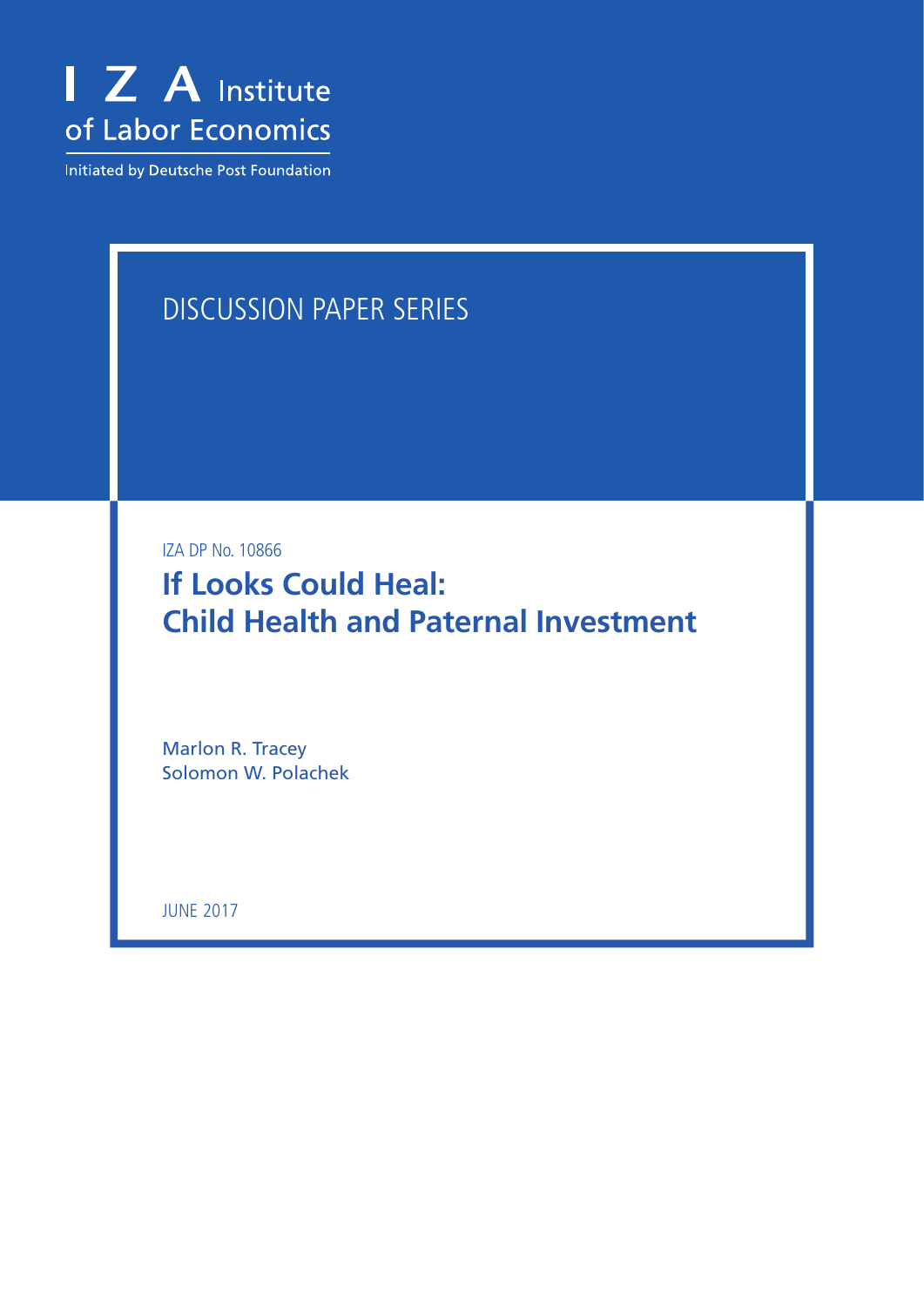I Z A Institute of Labor Economics

Initiated by Deutsche Post Foundation

DISCUSSION PAPER SERIES

IZA DP No. 10866

# If Looks Could Heal: Child Health and Paternal Investment

Marlon R. Tracey
Solomon W. Polachek

JUNE 2017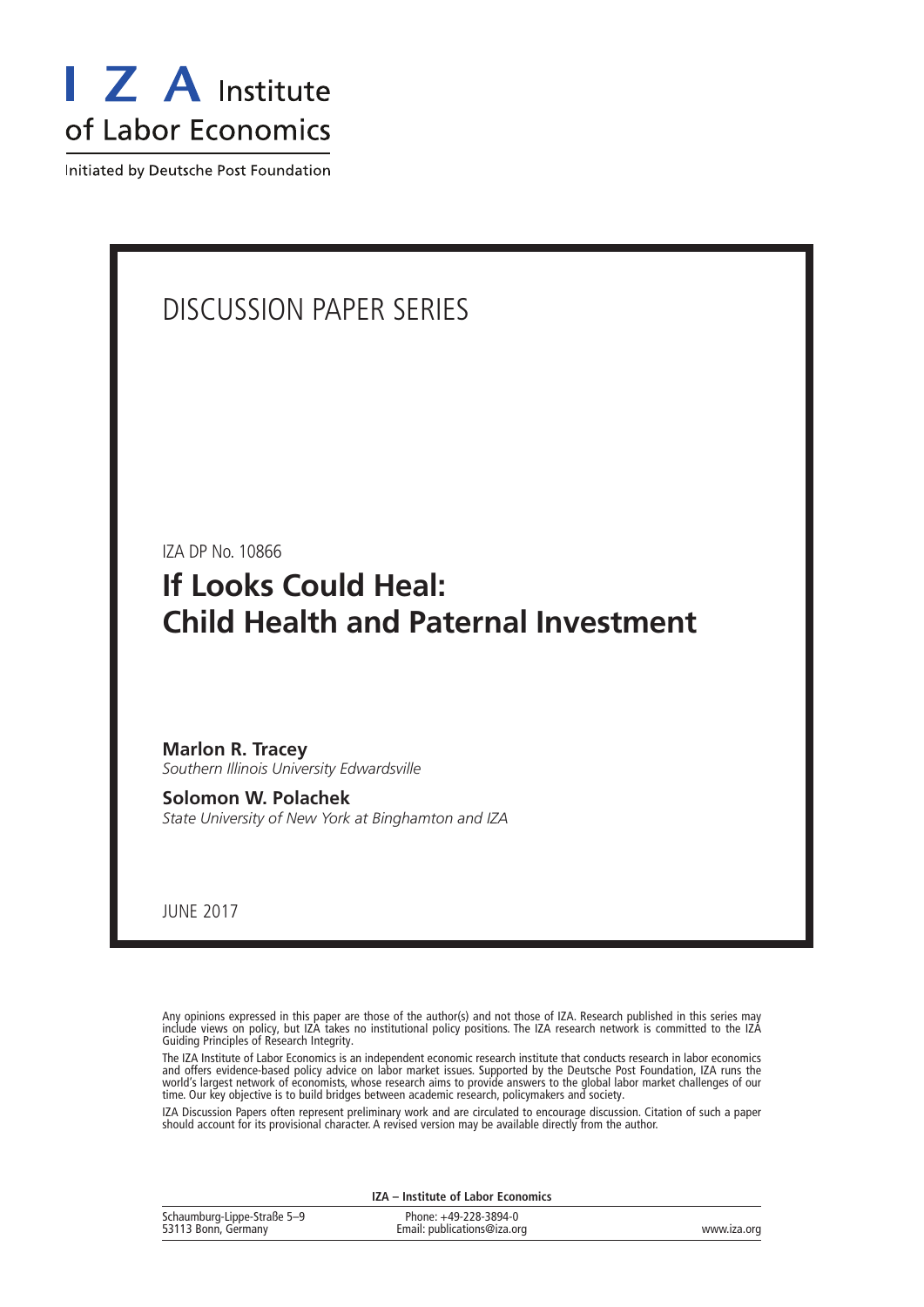# I Z A Institute of Labor Economics

Initiated by Deutsche Post Foundation

DISCUSSION PAPER SERIES

IZA DP No. 10866

## If Looks Could Heal: Child Health and Paternal Investment

**Marlon R. Tracey**
*Southern Illinois University Edwardsville*

**Solomon W. Polachek**
*State University of New York at Binghamton and IZA*

JUNE 2017

Any opinions expressed in this paper are those of the author(s) and not those of IZA. Research published in this series may include views on policy, but IZA takes no institutional policy positions. The IZA research network is committed to the IZA Guiding Principles of Research Integrity.

The IZA Institute of Labor Economics is an independent economic research institute that conducts research in labor economics and offers evidence-based policy advice on labor market issues. Supported by the Deutsche Post Foundation, IZA runs the world's largest network of economists, whose research aims to provide answers to the global labor market challenges of our time. Our key objective is to build bridges between academic research, policymakers and society.

IZA Discussion Papers often represent preliminary work and are circulated to encourage discussion. Citation of such a paper should account for its provisional character. A revised version may be available directly from the author.

**IZA – Institute of Labor Economics**

Schaumburg-Lippe-Straße 5–9
53113 Bonn, Germany

Phone: +49-228-3894-0
Email: publications@iza.org

www.iza.org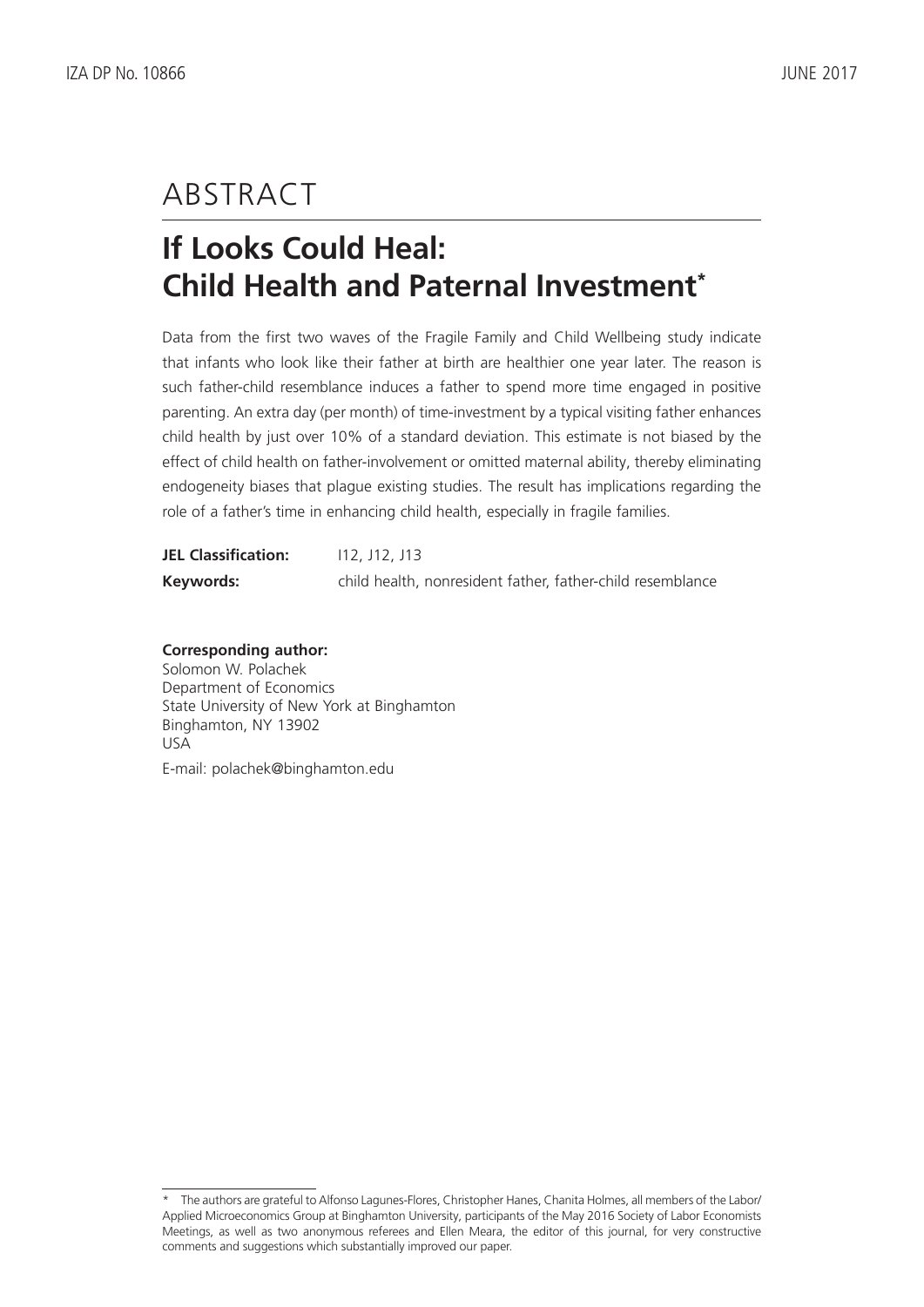# ABSTRACT

## If Looks Could Heal: Child Health and Paternal Investment*

Data from the first two waves of the Fragile Family and Child Wellbeing study indicate that infants who look like their father at birth are healthier one year later. The reason is such father-child resemblance induces a father to spend more time engaged in positive parenting. An extra day (per month) of time-investment by a typical visiting father enhances child health by just over 10% of a standard deviation. This estimate is not biased by the effect of child health on father-involvement or omitted maternal ability, thereby eliminating endogeneity biases that plague existing studies. The result has implications regarding the role of a father's time in enhancing child health, especially in fragile families.

**JEL Classification:** I12, J12, J13

**Keywords:** child health, nonresident father, father-child resemblance

**Corresponding author:**
Solomon W. Polachek
Department of Economics
State University of New York at Binghamton
Binghamton, NY 13902
USA

E-mail: polachek@binghamton.edu

* The authors are grateful to Alfonso Lagunes-Flores, Christopher Hanes, Chanita Holmes, all members of the Labor/Applied Microeconomics Group at Binghamton University, participants of the May 2016 Society of Labor Economists Meetings, as well as two anonymous referees and Ellen Meara, the editor of this journal, for very constructive comments and suggestions which substantially improved our paper.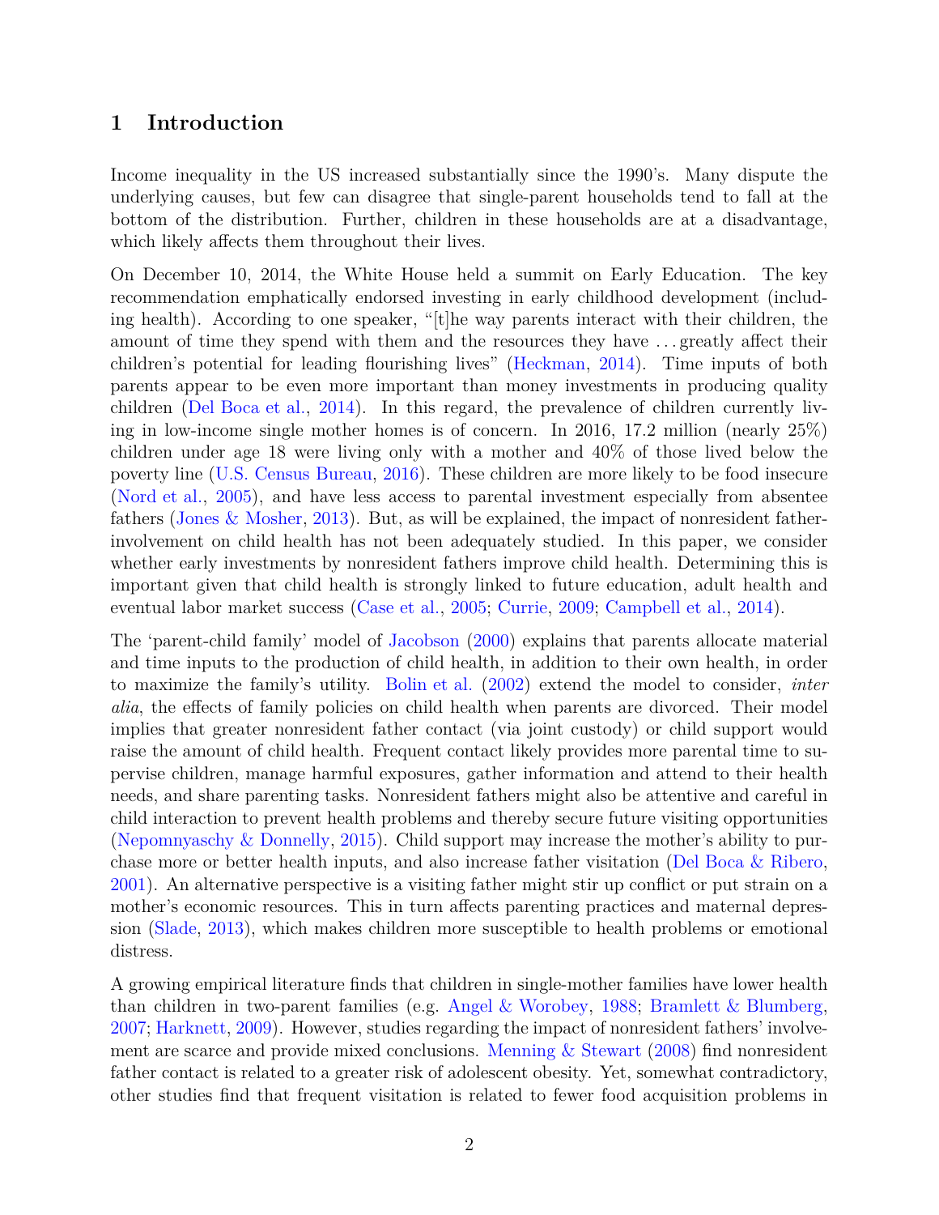## 1 Introduction

Income inequality in the US increased substantially since the 1990's. Many dispute the underlying causes, but few can disagree that single-parent households tend to fall at the bottom of the distribution. Further, children in these households are at a disadvantage, which likely affects them throughout their lives.

On December 10, 2014, the White House held a summit on Early Education. The key recommendation emphatically endorsed investing in early childhood development (including health). According to one speaker, "[t]he way parents interact with their children, the amount of time they spend with them and the resources they have . . . greatly affect their children's potential for leading flourishing lives" (Heckman, 2014). Time inputs of both parents appear to be even more important than money investments in producing quality children (Del Boca et al., 2014). In this regard, the prevalence of children currently living in low-income single mother homes is of concern. In 2016, 17.2 million (nearly 25%) children under age 18 were living only with a mother and 40% of those lived below the poverty line (U.S. Census Bureau, 2016). These children are more likely to be food insecure (Nord et al., 2005), and have less access to parental investment especially from absentee fathers (Jones & Mosher, 2013). But, as will be explained, the impact of nonresident father-involvement on child health has not been adequately studied. In this paper, we consider whether early investments by nonresident fathers improve child health. Determining this is important given that child health is strongly linked to future education, adult health and eventual labor market success (Case et al., 2005; Currie, 2009; Campbell et al., 2014).

The 'parent-child family' model of Jacobson (2000) explains that parents allocate material and time inputs to the production of child health, in addition to their own health, in order to maximize the family's utility. Bolin et al. (2002) extend the model to consider, *inter alia*, the effects of family policies on child health when parents are divorced. Their model implies that greater nonresident father contact (via joint custody) or child support would raise the amount of child health. Frequent contact likely provides more parental time to supervise children, manage harmful exposures, gather information and attend to their health needs, and share parenting tasks. Nonresident fathers might also be attentive and careful in child interaction to prevent health problems and thereby secure future visiting opportunities (Nepomnyaschy & Donnelly, 2015). Child support may increase the mother's ability to purchase more or better health inputs, and also increase father visitation (Del Boca & Ribero, 2001). An alternative perspective is a visiting father might stir up conflict or put strain on a mother's economic resources. This in turn affects parenting practices and maternal depression (Slade, 2013), which makes children more susceptible to health problems or emotional distress.

A growing empirical literature finds that children in single-mother families have lower health than children in two-parent families (e.g. Angel & Worobey, 1988; Bramlett & Blumberg, 2007; Harknett, 2009). However, studies regarding the impact of nonresident fathers' involvement are scarce and provide mixed conclusions. Menning & Stewart (2008) find nonresident father contact is related to a greater risk of adolescent obesity. Yet, somewhat contradictory, other studies find that frequent visitation is related to fewer food acquisition problems in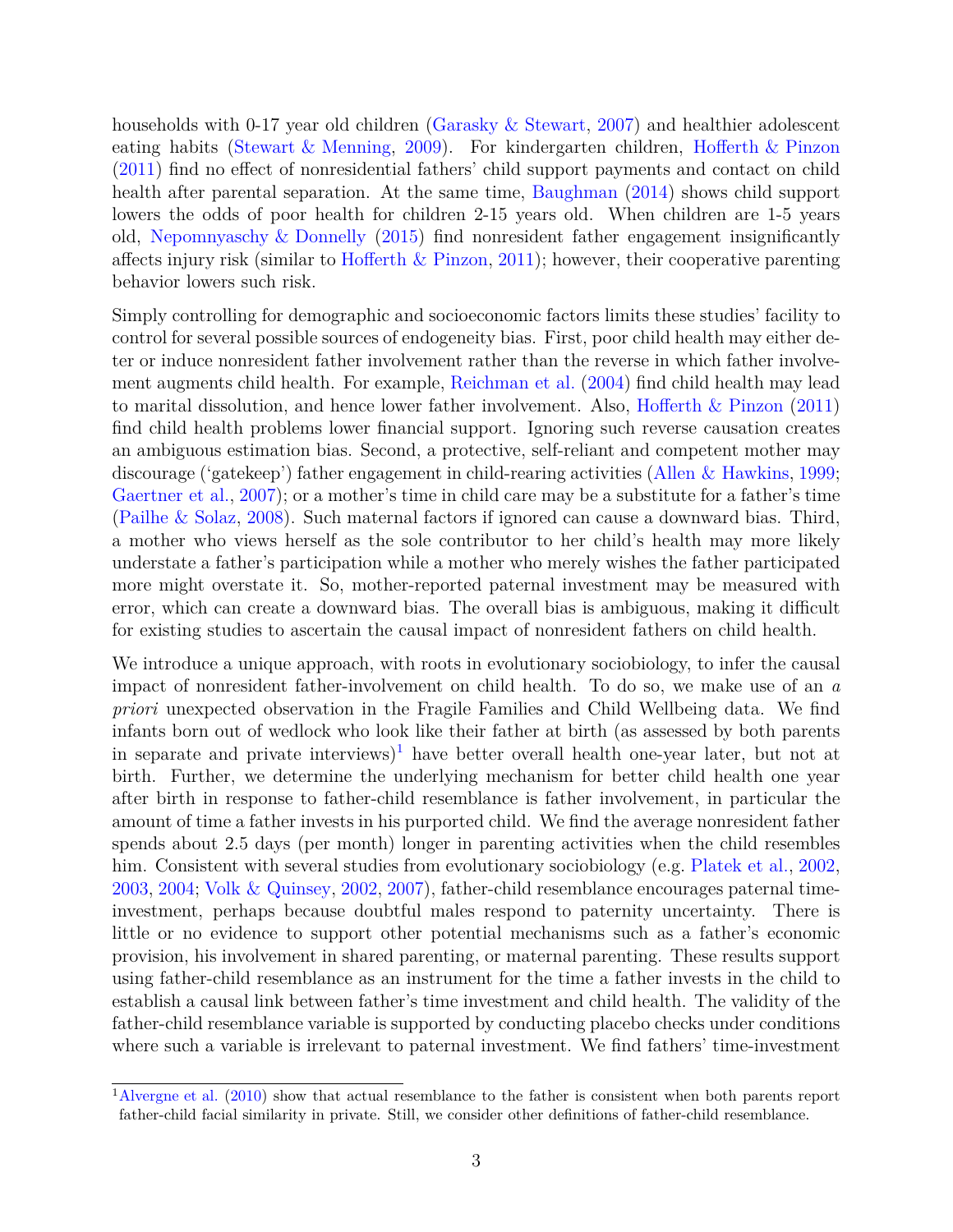households with 0-17 year old children (Garasky & Stewart, 2007) and healthier adolescent eating habits (Stewart & Menning, 2009). For kindergarten children, Hofferth & Pinzon (2011) find no effect of nonresidential fathers' child support payments and contact on child health after parental separation. At the same time, Baughman (2014) shows child support lowers the odds of poor health for children 2-15 years old. When children are 1-5 years old, Nepomnyaschy & Donnelly (2015) find nonresident father engagement insignificantly affects injury risk (similar to Hofferth & Pinzon, 2011); however, their cooperative parenting behavior lowers such risk.

Simply controlling for demographic and socioeconomic factors limits these studies' facility to control for several possible sources of endogeneity bias. First, poor child health may either deter or induce nonresident father involvement rather than the reverse in which father involvement augments child health. For example, Reichman et al. (2004) find child health may lead to marital dissolution, and hence lower father involvement. Also, Hofferth & Pinzon (2011) find child health problems lower financial support. Ignoring such reverse causation creates an ambiguous estimation bias. Second, a protective, self-reliant and competent mother may discourage ('gatekeep') father engagement in child-rearing activities (Allen & Hawkins, 1999; Gaertner et al., 2007); or a mother's time in child care may be a substitute for a father's time (Pailhe & Solaz, 2008). Such maternal factors if ignored can cause a downward bias. Third, a mother who views herself as the sole contributor to her child's health may more likely understate a father's participation while a mother who merely wishes the father participated more might overstate it. So, mother-reported paternal investment may be measured with error, which can create a downward bias. The overall bias is ambiguous, making it difficult for existing studies to ascertain the causal impact of nonresident fathers on child health.

We introduce a unique approach, with roots in evolutionary sociobiology, to infer the causal impact of nonresident father-involvement on child health. To do so, we make use of an *a priori* unexpected observation in the Fragile Families and Child Wellbeing data. We find infants born out of wedlock who look like their father at birth (as assessed by both parents in separate and private interviews)[1] have better overall health one-year later, but not at birth. Further, we determine the underlying mechanism for better child health one year after birth in response to father-child resemblance is father involvement, in particular the amount of time a father invests in his purported child. We find the average nonresident father spends about 2.5 days (per month) longer in parenting activities when the child resembles him. Consistent with several studies from evolutionary sociobiology (e.g. Platek et al., 2002, 2003, 2004; Volk & Quinsey, 2002, 2007), father-child resemblance encourages paternal time-investment, perhaps because doubtful males respond to paternity uncertainty. There is little or no evidence to support other potential mechanisms such as a father's economic provision, his involvement in shared parenting, or maternal parenting. These results support using father-child resemblance as an instrument for the time a father invests in the child to establish a causal link between father's time investment and child health. The validity of the father-child resemblance variable is supported by conducting placebo checks under conditions where such a variable is irrelevant to paternal investment. We find fathers' time-investment

[1] Alvergne et al. (2010) show that actual resemblance to the father is consistent when both parents report father-child facial similarity in private. Still, we consider other definitions of father-child resemblance.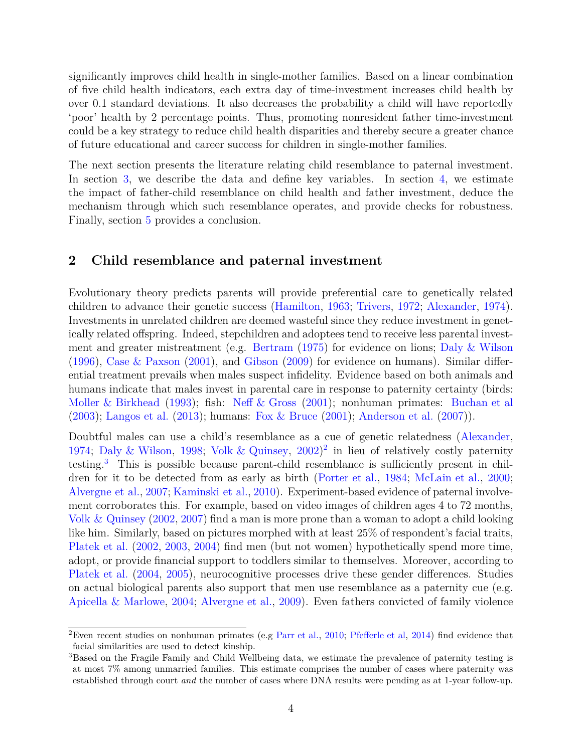significantly improves child health in single-mother families. Based on a linear combination of five child health indicators, each extra day of time-investment increases child health by over 0.1 standard deviations. It also decreases the probability a child will have reportedly 'poor' health by 2 percentage points. Thus, promoting nonresident father time-investment could be a key strategy to reduce child health disparities and thereby secure a greater chance of future educational and career success for children in single-mother families.

The next section presents the literature relating child resemblance to paternal investment. In section 3, we describe the data and define key variables. In section 4, we estimate the impact of father-child resemblance on child health and father investment, deduce the mechanism through which such resemblance operates, and provide checks for robustness. Finally, section 5 provides a conclusion.

## 2 Child resemblance and paternal investment

Evolutionary theory predicts parents will provide preferential care to genetically related children to advance their genetic success (Hamilton, 1963; Trivers, 1972; Alexander, 1974). Investments in unrelated children are deemed wasteful since they reduce investment in genetically related offspring. Indeed, stepchildren and adoptees tend to receive less parental investment and greater mistreatment (e.g. Bertram (1975) for evidence on lions; Daly & Wilson (1996), Case & Paxson (2001), and Gibson (2009) for evidence on humans). Similar differential treatment prevails when males suspect infidelity. Evidence based on both animals and humans indicate that males invest in parental care in response to paternity certainty (birds: Moller & Birkhead (1993); fish: Neff & Gross (2001); nonhuman primates: Buchan et al (2003); Langos et al. (2013); humans: Fox & Bruce (2001); Anderson et al. (2007)).

Doubtful males can use a child's resemblance as a cue of genetic relatedness (Alexander, 1974; Daly & Wilson, 1998; Volk & Quinsey, 2002)[2] in lieu of relatively costly paternity testing.[3] This is possible because parent-child resemblance is sufficiently present in children for it to be detected from as early as birth (Porter et al., 1984; McLain et al., 2000; Alvergne et al., 2007; Kaminski et al., 2010). Experiment-based evidence of paternal involvement corroborates this. For example, based on video images of children ages 4 to 72 months, Volk & Quinsey (2002, 2007) find a man is more prone than a woman to adopt a child looking like him. Similarly, based on pictures morphed with at least 25% of respondent's facial traits, Platek et al. (2002, 2003, 2004) find men (but not women) hypothetically spend more time, adopt, or provide financial support to toddlers similar to themselves. Moreover, according to Platek et al. (2004, 2005), neurocognitive processes drive these gender differences. Studies on actual biological parents also support that men use resemblance as a paternity cue (e.g. Apicella & Marlowe, 2004; Alvergne et al., 2009). Even fathers convicted of family violence

[2] Even recent studies on nonhuman primates (e.g Parr et al., 2010; Pfefferle et al, 2014) find evidence that facial similarities are used to detect kinship.

[3] Based on the Fragile Family and Child Wellbeing data, we estimate the prevalence of paternity testing is at most 7% among unmarried families. This estimate comprises the number of cases where paternity was established through court *and* the number of cases where DNA results were pending as at 1-year follow-up.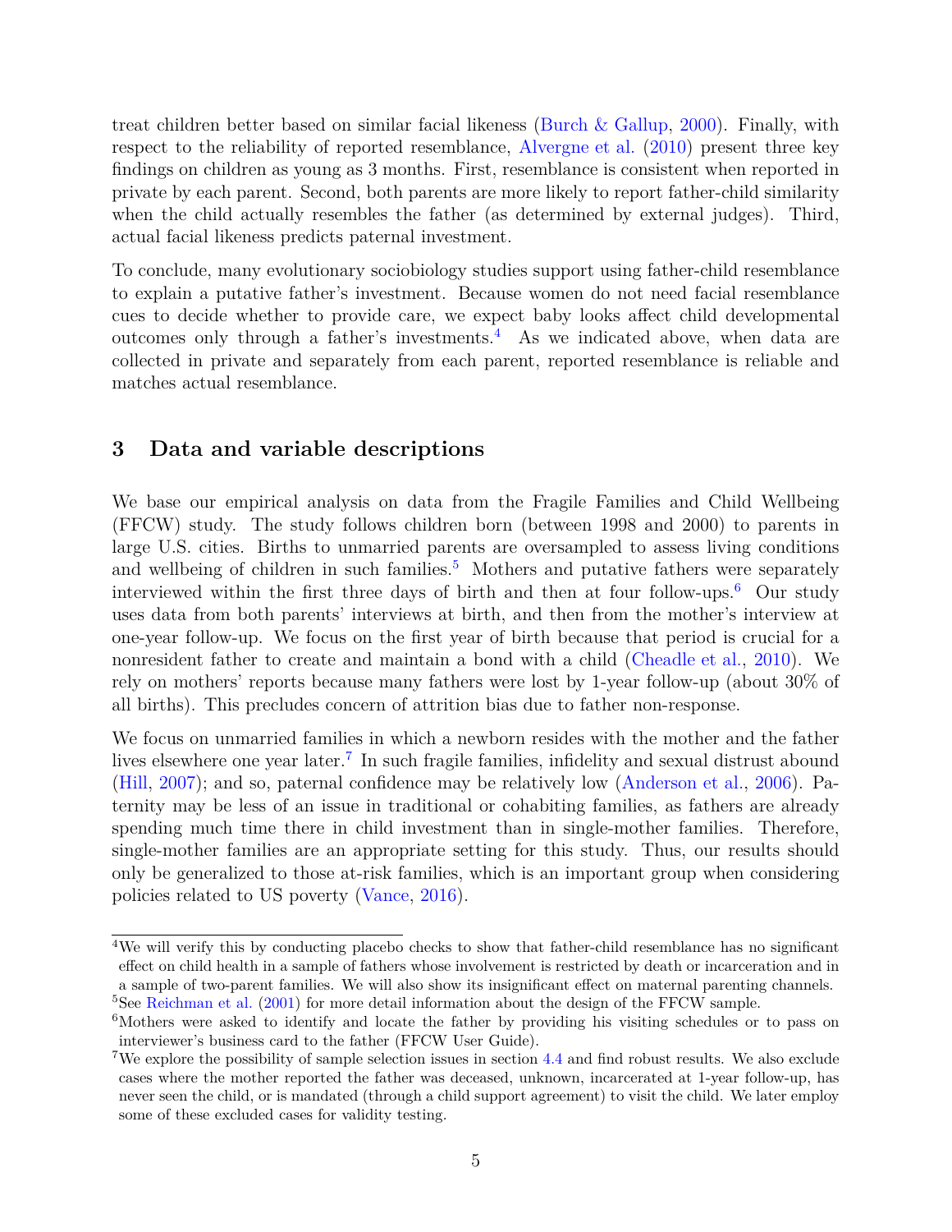treat children better based on similar facial likeness (Burch & Gallup, 2000). Finally, with respect to the reliability of reported resemblance, Alvergne et al. (2010) present three key findings on children as young as 3 months. First, resemblance is consistent when reported in private by each parent. Second, both parents are more likely to report father-child similarity when the child actually resembles the father (as determined by external judges). Third, actual facial likeness predicts paternal investment.

To conclude, many evolutionary sociobiology studies support using father-child resemblance to explain a putative father's investment. Because women do not need facial resemblance cues to decide whether to provide care, we expect baby looks affect child developmental outcomes only through a father's investments.[4] As we indicated above, when data are collected in private and separately from each parent, reported resemblance is reliable and matches actual resemblance.

## 3 Data and variable descriptions

We base our empirical analysis on data from the Fragile Families and Child Wellbeing (FFCW) study. The study follows children born (between 1998 and 2000) to parents in large U.S. cities. Births to unmarried parents are oversampled to assess living conditions and wellbeing of children in such families.[5] Mothers and putative fathers were separately interviewed within the first three days of birth and then at four follow-ups.[6] Our study uses data from both parents' interviews at birth, and then from the mother's interview at one-year follow-up. We focus on the first year of birth because that period is crucial for a nonresident father to create and maintain a bond with a child (Cheadle et al., 2010). We rely on mothers' reports because many fathers were lost by 1-year follow-up (about 30% of all births). This precludes concern of attrition bias due to father non-response.

We focus on unmarried families in which a newborn resides with the mother and the father lives elsewhere one year later.[7] In such fragile families, infidelity and sexual distrust abound (Hill, 2007); and so, paternal confidence may be relatively low (Anderson et al., 2006). Paternity may be less of an issue in traditional or cohabiting families, as fathers are already spending much time there in child investment than in single-mother families. Therefore, single-mother families are an appropriate setting for this study. Thus, our results should only be generalized to those at-risk families, which is an important group when considering policies related to US poverty (Vance, 2016).

[4] We will verify this by conducting placebo checks to show that father-child resemblance has no significant effect on child health in a sample of fathers whose involvement is restricted by death or incarceration and in a sample of two-parent families. We will also show its insignificant effect on maternal parenting channels.

[5] See Reichman et al. (2001) for more detail information about the design of the FFCW sample.

[6] Mothers were asked to identify and locate the father by providing his visiting schedules or to pass on interviewer's business card to the father (FFCW User Guide).

[7] We explore the possibility of sample selection issues in section 4.4 and find robust results. We also exclude cases where the mother reported the father was deceased, unknown, incarcerated at 1-year follow-up, has never seen the child, or is mandated (through a child support agreement) to visit the child. We later employ some of these excluded cases for validity testing.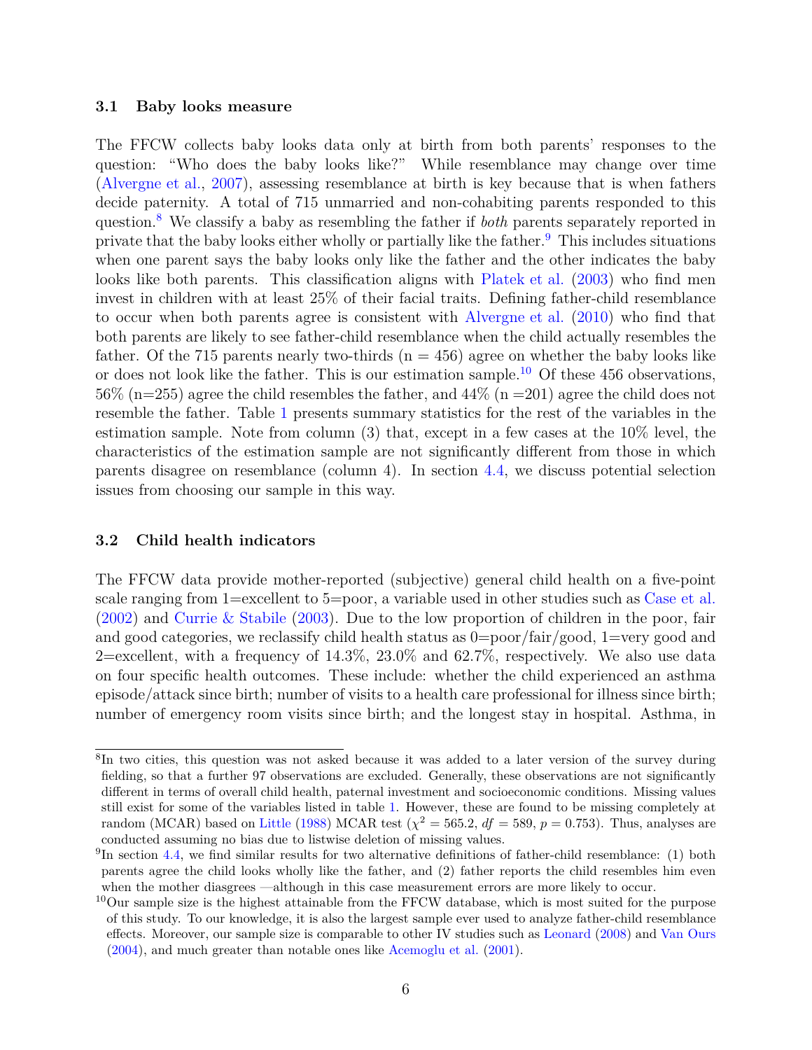### 3.1 Baby looks measure

The FFCW collects baby looks data only at birth from both parents' responses to the question: "Who does the baby looks like?" While resemblance may change over time (Alvergne et al., 2007), assessing resemblance at birth is key because that is when fathers decide paternity. A total of 715 unmarried and non-cohabiting parents responded to this question.[8] We classify a baby as resembling the father if *both* parents separately reported in private that the baby looks either wholly or partially like the father.[9] This includes situations when one parent says the baby looks only like the father and the other indicates the baby looks like both parents. This classification aligns with Platek et al. (2003) who find men invest in children with at least 25% of their facial traits. Defining father-child resemblance to occur when both parents agree is consistent with Alvergne et al. (2010) who find that both parents are likely to see father-child resemblance when the child actually resembles the father. Of the 715 parents nearly two-thirds (n = 456) agree on whether the baby looks like or does not look like the father. This is our estimation sample.[10] Of these 456 observations, 56% (n=255) agree the child resembles the father, and 44% (n =201) agree the child does not resemble the father. Table 1 presents summary statistics for the rest of the variables in the estimation sample. Note from column (3) that, except in a few cases at the 10% level, the characteristics of the estimation sample are not significantly different from those in which parents disagree on resemblance (column 4). In section 4.4, we discuss potential selection issues from choosing our sample in this way.

### 3.2 Child health indicators

The FFCW data provide mother-reported (subjective) general child health on a five-point scale ranging from 1=excellent to 5=poor, a variable used in other studies such as Case et al. (2002) and Currie & Stabile (2003). Due to the low proportion of children in the poor, fair and good categories, we reclassify child health status as 0=poor/fair/good, 1=very good and 2=excellent, with a frequency of 14.3%, 23.0% and 62.7%, respectively. We also use data on four specific health outcomes. These include: whether the child experienced an asthma episode/attack since birth; number of visits to a health care professional for illness since birth; number of emergency room visits since birth; and the longest stay in hospital. Asthma, in

[8] In two cities, this question was not asked because it was added to a later version of the survey during fielding, so that a further 97 observations are excluded. Generally, these observations are not significantly different in terms of overall child health, paternal investment and socioeconomic conditions. Missing values still exist for some of the variables listed in table 1. However, these are found to be missing completely at random (MCAR) based on Little (1988) MCAR test ($\chi^2 = 565.2$, $df = 589$, $p = 0.753$). Thus, analyses are conducted assuming no bias due to listwise deletion of missing values.

[9] In section 4.4, we find similar results for two alternative definitions of father-child resemblance: (1) both parents agree the child looks wholly like the father, and (2) father reports the child resembles him even when the mother diasgrees —although in this case measurement errors are more likely to occur.

[10] Our sample size is the highest attainable from the FFCW database, which is most suited for the purpose of this study. To our knowledge, it is also the largest sample ever used to analyze father-child resemblance effects. Moreover, our sample size is comparable to other IV studies such as Leonard (2008) and Van Ours (2004), and much greater than notable ones like Acemoglu et al. (2001).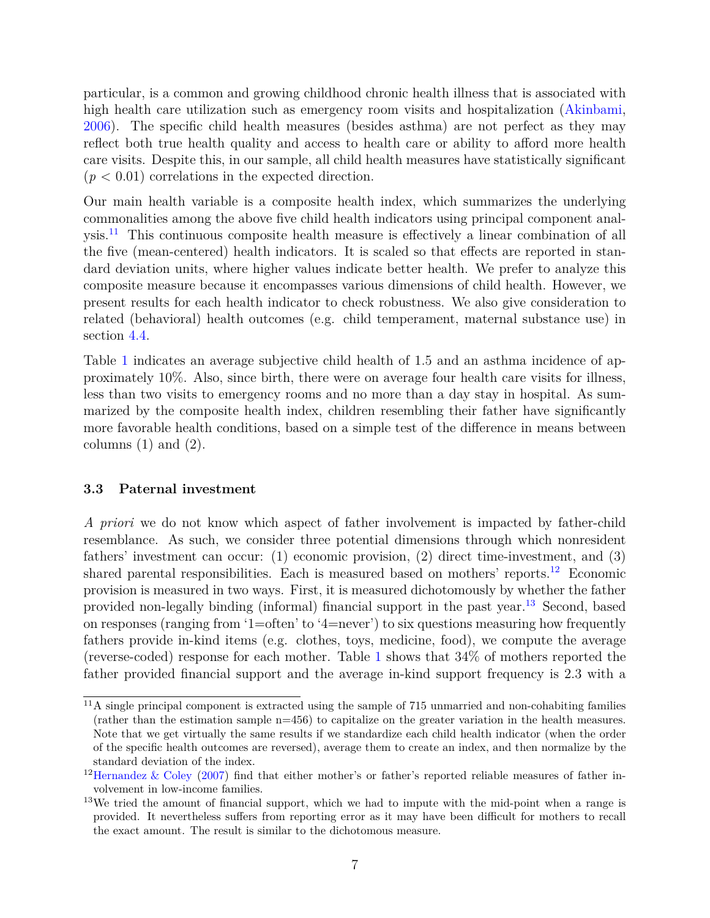particular, is a common and growing childhood chronic health illness that is associated with high health care utilization such as emergency room visits and hospitalization (Akinbami, 2006). The specific child health measures (besides asthma) are not perfect as they may reflect both true health quality and access to health care or ability to afford more health care visits. Despite this, in our sample, all child health measures have statistically significant ($p < 0.01$) correlations in the expected direction.

Our main health variable is a composite health index, which summarizes the underlying commonalities among the above five child health indicators using principal component analysis.[11] This continuous composite health measure is effectively a linear combination of all the five (mean-centered) health indicators. It is scaled so that effects are reported in standard deviation units, where higher values indicate better health. We prefer to analyze this composite measure because it encompasses various dimensions of child health. However, we present results for each health indicator to check robustness. We also give consideration to related (behavioral) health outcomes (e.g. child temperament, maternal substance use) in section 4.4.

Table 1 indicates an average subjective child health of 1.5 and an asthma incidence of approximately 10%. Also, since birth, there were on average four health care visits for illness, less than two visits to emergency rooms and no more than a day stay in hospital. As summarized by the composite health index, children resembling their father have significantly more favorable health conditions, based on a simple test of the difference in means between columns (1) and (2).

### 3.3 Paternal investment

*A priori* we do not know which aspect of father involvement is impacted by father-child resemblance. As such, we consider three potential dimensions through which nonresident fathers' investment can occur: (1) economic provision, (2) direct time-investment, and (3) shared parental responsibilities. Each is measured based on mothers' reports.[12] Economic provision is measured in two ways. First, it is measured dichotomously by whether the father provided non-legally binding (informal) financial support in the past year.[13] Second, based on responses (ranging from '1=often' to '4=never') to six questions measuring how frequently fathers provide in-kind items (e.g. clothes, toys, medicine, food), we compute the average (reverse-coded) response for each mother. Table 1 shows that 34% of mothers reported the father provided financial support and the average in-kind support frequency is 2.3 with a

[11] A single principal component is extracted using the sample of 715 unmarried and non-cohabiting families (rather than the estimation sample n=456) to capitalize on the greater variation in the health measures. Note that we get virtually the same results if we standardize each child health indicator (when the order of the specific health outcomes are reversed), average them to create an index, and then normalize by the standard deviation of the index.

[12] Hernandez & Coley (2007) find that either mother's or father's reported reliable measures of father involvement in low-income families.

[13] We tried the amount of financial support, which we had to impute with the mid-point when a range is provided. It nevertheless suffers from reporting error as it may have been difficult for mothers to recall the exact amount. The result is similar to the dichotomous measure.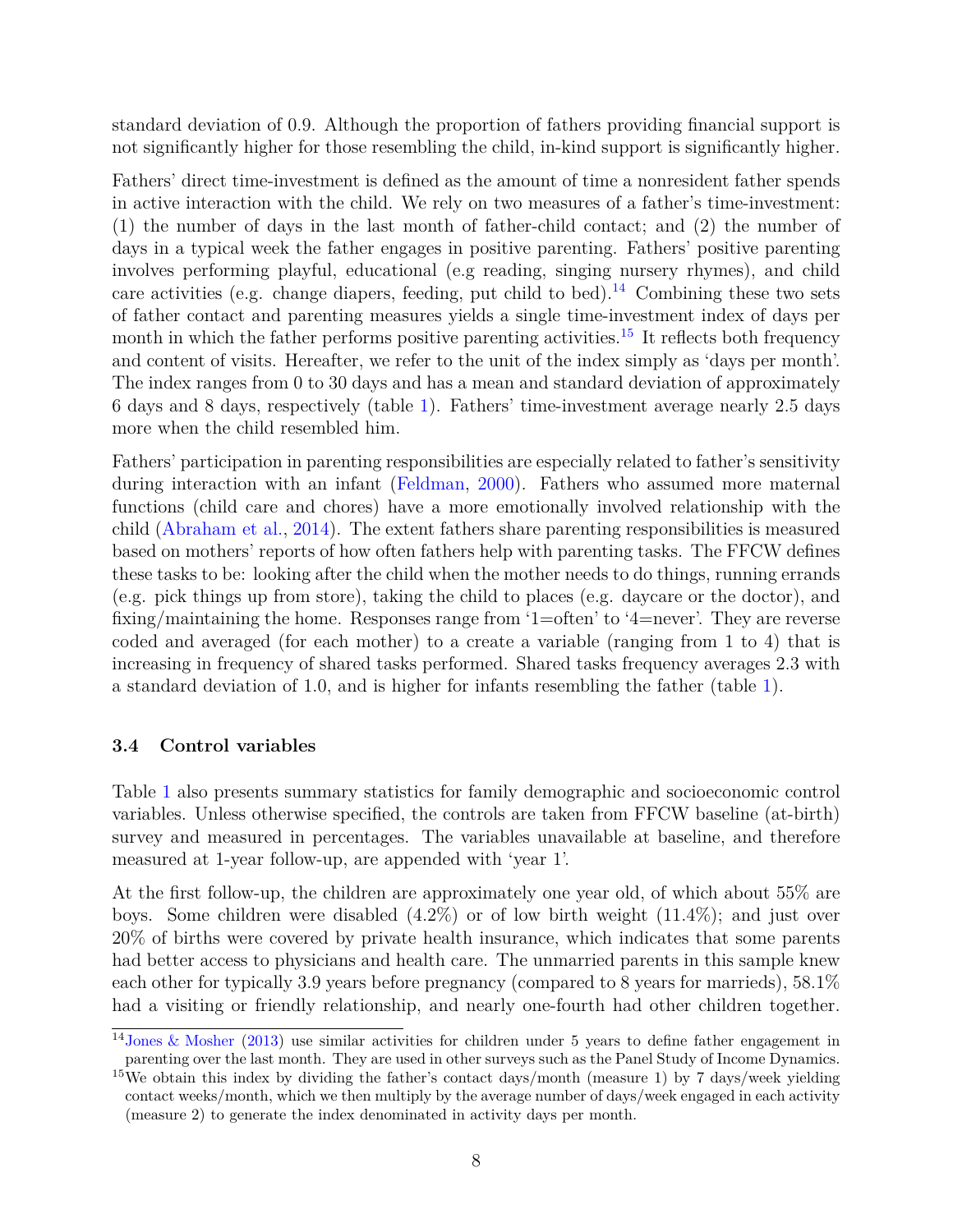standard deviation of 0.9. Although the proportion of fathers providing financial support is not significantly higher for those resembling the child, in-kind support is significantly higher.

Fathers' direct time-investment is defined as the amount of time a nonresident father spends in active interaction with the child. We rely on two measures of a father's time-investment: (1) the number of days in the last month of father-child contact; and (2) the number of days in a typical week the father engages in positive parenting. Fathers' positive parenting involves performing playful, educational (e.g reading, singing nursery rhymes), and child care activities (e.g. change diapers, feeding, put child to bed).[14] Combining these two sets of father contact and parenting measures yields a single time-investment index of days per month in which the father performs positive parenting activities.[15] It reflects both frequency and content of visits. Hereafter, we refer to the unit of the index simply as 'days per month'. The index ranges from 0 to 30 days and has a mean and standard deviation of approximately 6 days and 8 days, respectively (table 1). Fathers' time-investment average nearly 2.5 days more when the child resembled him.

Fathers' participation in parenting responsibilities are especially related to father's sensitivity during interaction with an infant (Feldman, 2000). Fathers who assumed more maternal functions (child care and chores) have a more emotionally involved relationship with the child (Abraham et al., 2014). The extent fathers share parenting responsibilities is measured based on mothers' reports of how often fathers help with parenting tasks. The FFCW defines these tasks to be: looking after the child when the mother needs to do things, running errands (e.g. pick things up from store), taking the child to places (e.g. daycare or the doctor), and fixing/maintaining the home. Responses range from '1=often' to '4=never'. They are reverse coded and averaged (for each mother) to a create a variable (ranging from 1 to 4) that is increasing in frequency of shared tasks performed. Shared tasks frequency averages 2.3 with a standard deviation of 1.0, and is higher for infants resembling the father (table 1).

### 3.4 Control variables

Table 1 also presents summary statistics for family demographic and socioeconomic control variables. Unless otherwise specified, the controls are taken from FFCW baseline (at-birth) survey and measured in percentages. The variables unavailable at baseline, and therefore measured at 1-year follow-up, are appended with 'year 1'.

At the first follow-up, the children are approximately one year old, of which about 55% are boys. Some children were disabled (4.2%) or of low birth weight (11.4%); and just over 20% of births were covered by private health insurance, which indicates that some parents had better access to physicians and health care. The unmarried parents in this sample knew each other for typically 3.9 years before pregnancy (compared to 8 years for marrieds), 58.1% had a visiting or friendly relationship, and nearly one-fourth had other children together.

[14] Jones & Mosher (2013) use similar activities for children under 5 years to define father engagement in parenting over the last month. They are used in other surveys such as the Panel Study of Income Dynamics.

[15] We obtain this index by dividing the father's contact days/month (measure 1) by 7 days/week yielding contact weeks/month, which we then multiply by the average number of days/week engaged in each activity (measure 2) to generate the index denominated in activity days per month.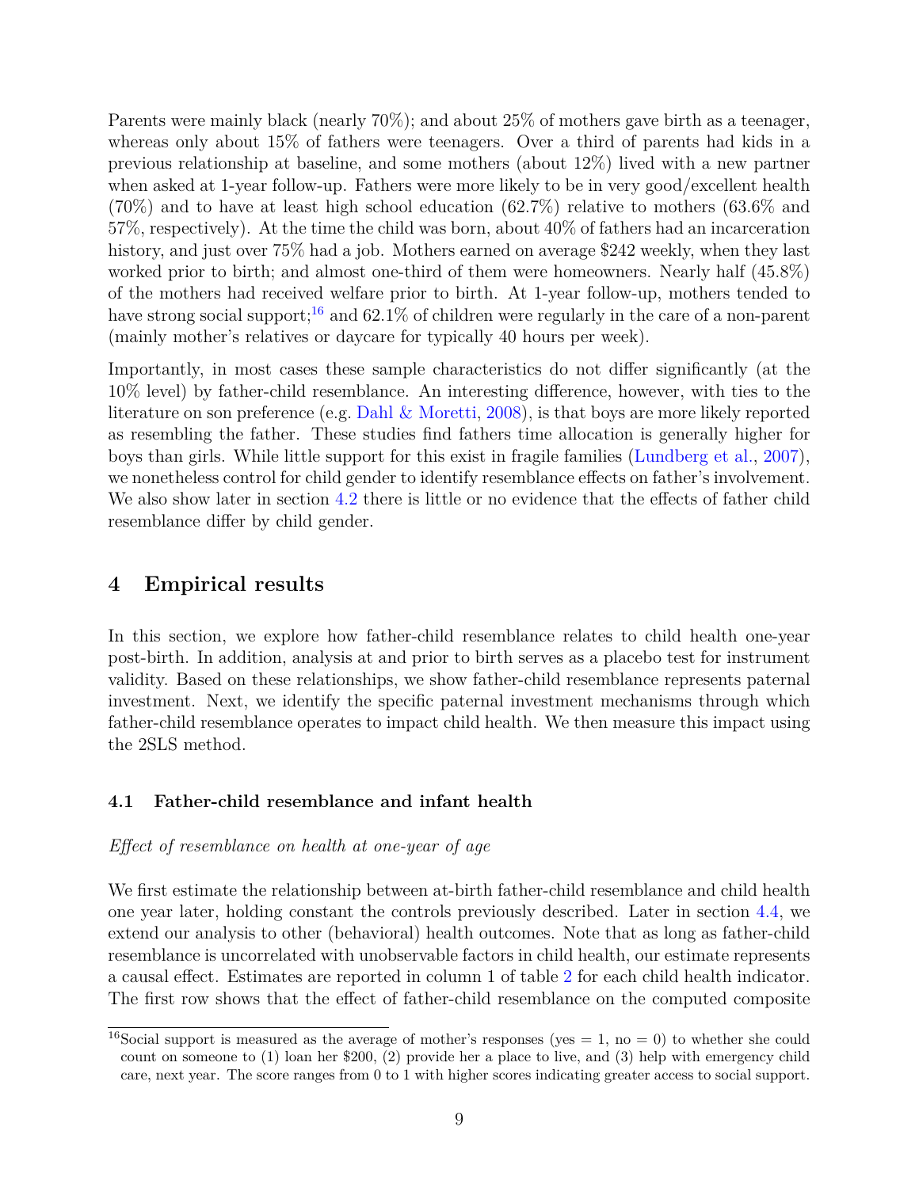Parents were mainly black (nearly 70%); and about 25% of mothers gave birth as a teenager, whereas only about 15% of fathers were teenagers. Over a third of parents had kids in a previous relationship at baseline, and some mothers (about 12%) lived with a new partner when asked at 1-year follow-up. Fathers were more likely to be in very good/excellent health (70%) and to have at least high school education (62.7%) relative to mothers (63.6% and 57%, respectively). At the time the child was born, about 40% of fathers had an incarceration history, and just over 75% had a job. Mothers earned on average $242 weekly, when they last worked prior to birth; and almost one-third of them were homeowners. Nearly half (45.8%) of the mothers had received welfare prior to birth. At 1-year follow-up, mothers tended to have strong social support;[16] and 62.1% of children were regularly in the care of a non-parent (mainly mother's relatives or daycare for typically 40 hours per week).

Importantly, in most cases these sample characteristics do not differ significantly (at the 10% level) by father-child resemblance. An interesting difference, however, with ties to the literature on son preference (e.g. Dahl & Moretti, 2008), is that boys are more likely reported as resembling the father. These studies find fathers time allocation is generally higher for boys than girls. While little support for this exist in fragile families (Lundberg et al., 2007), we nonetheless control for child gender to identify resemblance effects on father's involvement. We also show later in section 4.2 there is little or no evidence that the effects of father child resemblance differ by child gender.

# 4 Empirical results

In this section, we explore how father-child resemblance relates to child health one-year post-birth. In addition, analysis at and prior to birth serves as a placebo test for instrument validity. Based on these relationships, we show father-child resemblance represents paternal investment. Next, we identify the specific paternal investment mechanisms through which father-child resemblance operates to impact child health. We then measure this impact using the 2SLS method.

## 4.1 Father-child resemblance and infant health

*Effect of resemblance on health at one-year of age*

We first estimate the relationship between at-birth father-child resemblance and child health one year later, holding constant the controls previously described. Later in section 4.4, we extend our analysis to other (behavioral) health outcomes. Note that as long as father-child resemblance is uncorrelated with unobservable factors in child health, our estimate represents a causal effect. Estimates are reported in column 1 of table 2 for each child health indicator. The first row shows that the effect of father-child resemblance on the computed composite

[16] Social support is measured as the average of mother's responses (yes = 1, no = 0) to whether she could count on someone to (1) loan her $200, (2) provide her a place to live, and (3) help with emergency child care, next year. The score ranges from 0 to 1 with higher scores indicating greater access to social support.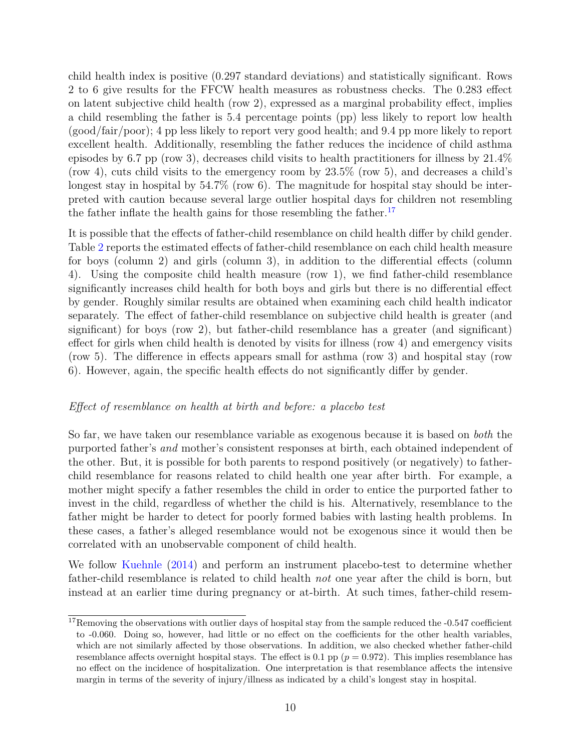child health index is positive (0.297 standard deviations) and statistically significant. Rows 2 to 6 give results for the FFCW health measures as robustness checks. The 0.283 effect on latent subjective child health (row 2), expressed as a marginal probability effect, implies a child resembling the father is 5.4 percentage points (pp) less likely to report low health (good/fair/poor); 4 pp less likely to report very good health; and 9.4 pp more likely to report excellent health. Additionally, resembling the father reduces the incidence of child asthma episodes by 6.7 pp (row 3), decreases child visits to health practitioners for illness by 21.4% (row 4), cuts child visits to the emergency room by 23.5% (row 5), and decreases a child's longest stay in hospital by 54.7% (row 6). The magnitude for hospital stay should be interpreted with caution because several large outlier hospital days for children not resembling the father inflate the health gains for those resembling the father.[17]

It is possible that the effects of father-child resemblance on child health differ by child gender. Table 2 reports the estimated effects of father-child resemblance on each child health measure for boys (column 2) and girls (column 3), in addition to the differential effects (column 4). Using the composite child health measure (row 1), we find father-child resemblance significantly increases child health for both boys and girls but there is no differential effect by gender. Roughly similar results are obtained when examining each child health indicator separately. The effect of father-child resemblance on subjective child health is greater (and significant) for boys (row 2), but father-child resemblance has a greater (and significant) effect for girls when child health is denoted by visits for illness (row 4) and emergency visits (row 5). The difference in effects appears small for asthma (row 3) and hospital stay (row 6). However, again, the specific health effects do not significantly differ by gender.

*Effect of resemblance on health at birth and before: a placebo test*

So far, we have taken our resemblance variable as exogenous because it is based on *both* the purported father's *and* mother's consistent responses at birth, each obtained independent of the other. But, it is possible for both parents to respond positively (or negatively) to father-child resemblance for reasons related to child health one year after birth. For example, a mother might specify a father resembles the child in order to entice the purported father to invest in the child, regardless of whether the child is his. Alternatively, resemblance to the father might be harder to detect for poorly formed babies with lasting health problems. In these cases, a father's alleged resemblance would not be exogenous since it would then be correlated with an unobservable component of child health.

We follow Kuehnle (2014) and perform an instrument placebo-test to determine whether father-child resemblance is related to child health *not* one year after the child is born, but instead at an earlier time during pregnancy or at-birth. At such times, father-child resem-

[17] Removing the observations with outlier days of hospital stay from the sample reduced the -0.547 coefficient to -0.060. Doing so, however, had little or no effect on the coefficients for the other health variables, which are not similarly affected by those observations. In addition, we also checked whether father-child resemblance affects overnight hospital stays. The effect is 0.1 pp ($p = 0.972$). This implies resemblance has no effect on the incidence of hospitalization. One interpretation is that resemblance affects the intensive margin in terms of the severity of injury/illness as indicated by a child's longest stay in hospital.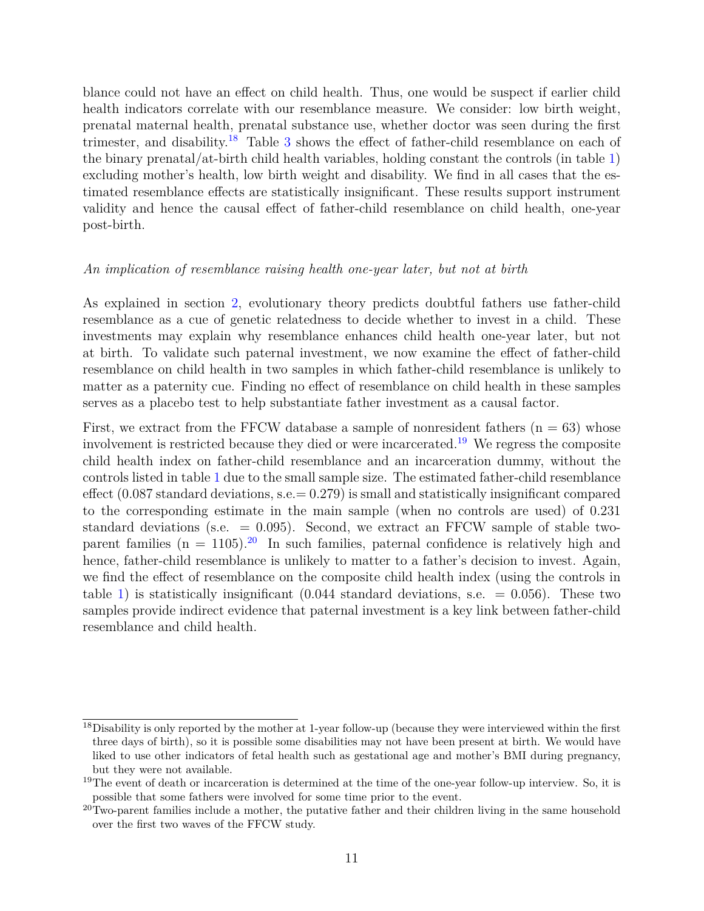blance could not have an effect on child health. Thus, one would be suspect if earlier child health indicators correlate with our resemblance measure. We consider: low birth weight, prenatal maternal health, prenatal substance use, whether doctor was seen during the first trimester, and disability.[18] Table 3 shows the effect of father-child resemblance on each of the binary prenatal/at-birth child health variables, holding constant the controls (in table 1) excluding mother's health, low birth weight and disability. We find in all cases that the estimated resemblance effects are statistically insignificant. These results support instrument validity and hence the causal effect of father-child resemblance on child health, one-year post-birth.

*An implication of resemblance raising health one-year later, but not at birth*

As explained in section 2, evolutionary theory predicts doubtful fathers use father-child resemblance as a cue of genetic relatedness to decide whether to invest in a child. These investments may explain why resemblance enhances child health one-year later, but not at birth. To validate such paternal investment, we now examine the effect of father-child resemblance on child health in two samples in which father-child resemblance is unlikely to matter as a paternity cue. Finding no effect of resemblance on child health in these samples serves as a placebo test to help substantiate father investment as a causal factor.

First, we extract from the FFCW database a sample of nonresident fathers (n = 63) whose involvement is restricted because they died or were incarcerated.[19] We regress the composite child health index on father-child resemblance and an incarceration dummy, without the controls listed in table 1 due to the small sample size. The estimated father-child resemblance effect (0.087 standard deviations, s.e.= 0.279) is small and statistically insignificant compared to the corresponding estimate in the main sample (when no controls are used) of 0.231 standard deviations (s.e. = 0.095). Second, we extract an FFCW sample of stable two-parent families (n = 1105).[20] In such families, paternal confidence is relatively high and hence, father-child resemblance is unlikely to matter to a father's decision to invest. Again, we find the effect of resemblance on the composite child health index (using the controls in table 1) is statistically insignificant (0.044 standard deviations, s.e. = 0.056). These two samples provide indirect evidence that paternal investment is a key link between father-child resemblance and child health.

[18] Disability is only reported by the mother at 1-year follow-up (because they were interviewed within the first three days of birth), so it is possible some disabilities may not have been present at birth. We would have liked to use other indicators of fetal health such as gestational age and mother's BMI during pregnancy, but they were not available.

[19] The event of death or incarceration is determined at the time of the one-year follow-up interview. So, it is possible that some fathers were involved for some time prior to the event.

[20] Two-parent families include a mother, the putative father and their children living in the same household over the first two waves of the FFCW study.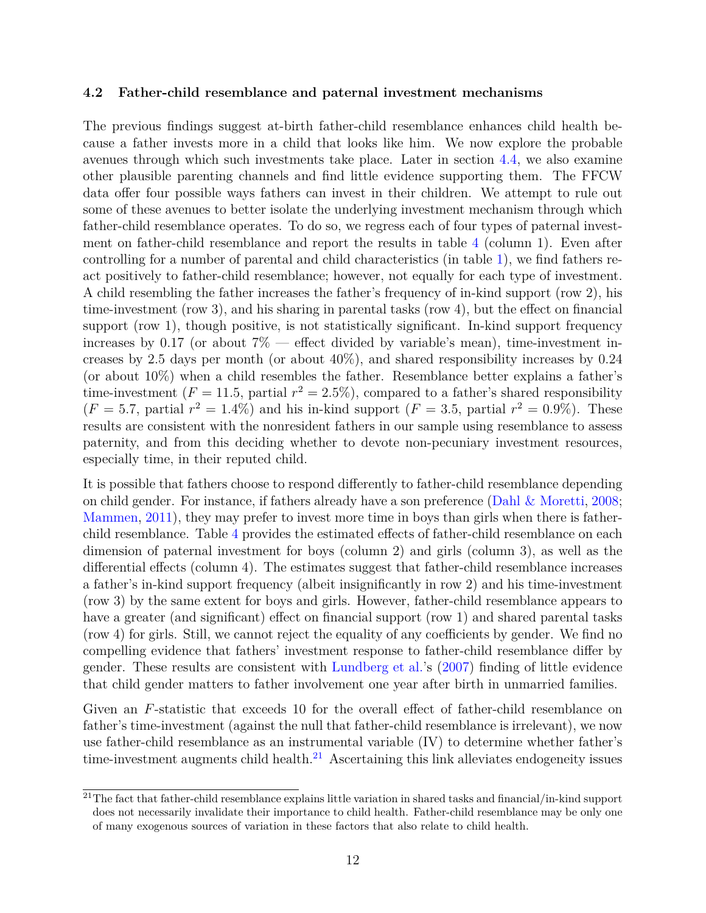### 4.2 Father-child resemblance and paternal investment mechanisms

The previous findings suggest at-birth father-child resemblance enhances child health because a father invests more in a child that looks like him. We now explore the probable avenues through which such investments take place. Later in section 4.4, we also examine other plausible parenting channels and find little evidence supporting them. The FFCW data offer four possible ways fathers can invest in their children. We attempt to rule out some of these avenues to better isolate the underlying investment mechanism through which father-child resemblance operates. To do so, we regress each of four types of paternal investment on father-child resemblance and report the results in table 4 (column 1). Even after controlling for a number of parental and child characteristics (in table 1), we find fathers react positively to father-child resemblance; however, not equally for each type of investment. A child resembling the father increases the father's frequency of in-kind support (row 2), his time-investment (row 3), and his sharing in parental tasks (row 4), but the effect on financial support (row 1), though positive, is not statistically significant. In-kind support frequency increases by 0.17 (or about 7% — effect divided by variable's mean), time-investment increases by 2.5 days per month (or about 40%), and shared responsibility increases by 0.24 (or about 10%) when a child resembles the father. Resemblance better explains a father's time-investment ($F = 11.5$, partial $r^2 = 2.5\%$), compared to a father's shared responsibility ($F = 5.7$, partial $r^2 = 1.4\%$) and his in-kind support ($F = 3.5$, partial $r^2 = 0.9\%$). These results are consistent with the nonresident fathers in our sample using resemblance to assess paternity, and from this deciding whether to devote non-pecuniary investment resources, especially time, in their reputed child.

It is possible that fathers choose to respond differently to father-child resemblance depending on child gender. For instance, if fathers already have a son preference (Dahl & Moretti, 2008; Mammen, 2011), they may prefer to invest more time in boys than girls when there is father-child resemblance. Table 4 provides the estimated effects of father-child resemblance on each dimension of paternal investment for boys (column 2) and girls (column 3), as well as the differential effects (column 4). The estimates suggest that father-child resemblance increases a father's in-kind support frequency (albeit insignificantly in row 2) and his time-investment (row 3) by the same extent for boys and girls. However, father-child resemblance appears to have a greater (and significant) effect on financial support (row 1) and shared parental tasks (row 4) for girls. Still, we cannot reject the equality of any coefficients by gender. We find no compelling evidence that fathers' investment response to father-child resemblance differ by gender. These results are consistent with Lundberg et al.'s (2007) finding of little evidence that child gender matters to father involvement one year after birth in unmarried families.

Given an $F$-statistic that exceeds 10 for the overall effect of father-child resemblance on father's time-investment (against the null that father-child resemblance is irrelevant), we now use father-child resemblance as an instrumental variable (IV) to determine whether father's time-investment augments child health.[21] Ascertaining this link alleviates endogeneity issues

[21] The fact that father-child resemblance explains little variation in shared tasks and financial/in-kind support does not necessarily invalidate their importance to child health. Father-child resemblance may be only one of many exogenous sources of variation in these factors that also relate to child health.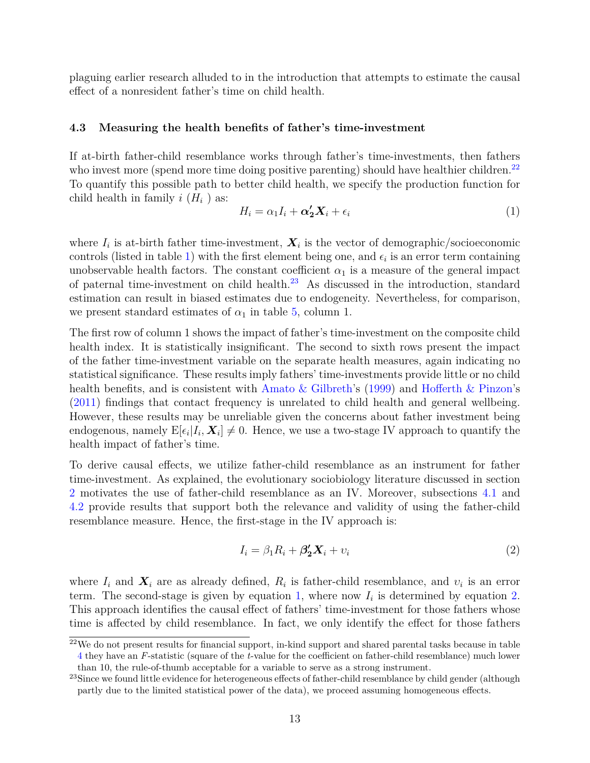plaguing earlier research alluded to in the introduction that attempts to estimate the causal effect of a nonresident father's time on child health.

### 4.3 Measuring the health benefits of father's time-investment

If at-birth father-child resemblance works through father's time-investments, then fathers who invest more (spend more time doing positive parenting) should have healthier children.[22] To quantify this possible path to better child health, we specify the production function for child health in family $i$ ($H_i$ ) as:

$$H_i = \alpha_1 I_i + \boldsymbol{\alpha_2'} \boldsymbol{X}_i + \epsilon_i \tag{1}$$

where $I_i$ is at-birth father time-investment, $\boldsymbol{X}_i$ is the vector of demographic/socioeconomic controls (listed in table 1) with the first element being one, and $\epsilon_i$ is an error term containing unobservable health factors. The constant coefficient $\alpha_1$ is a measure of the general impact of paternal time-investment on child health.[23] As discussed in the introduction, standard estimation can result in biased estimates due to endogeneity. Nevertheless, for comparison, we present standard estimates of $\alpha_1$ in table 5, column 1.

The first row of column 1 shows the impact of father's time-investment on the composite child health index. It is statistically insignificant. The second to sixth rows present the impact of the father time-investment variable on the separate health measures, again indicating no statistical significance. These results imply fathers' time-investments provide little or no child health benefits, and is consistent with Amato & Gilbreth's (1999) and Hofferth & Pinzon's (2011) findings that contact frequency is unrelated to child health and general wellbeing. However, these results may be unreliable given the concerns about father investment being endogenous, namely $\mathrm{E}[\epsilon_i | I_i, \boldsymbol{X}_i] \neq 0$. Hence, we use a two-stage IV approach to quantify the health impact of father's time.

To derive causal effects, we utilize father-child resemblance as an instrument for father time-investment. As explained, the evolutionary sociobiology literature discussed in section 2 motivates the use of father-child resemblance as an IV. Moreover, subsections 4.1 and 4.2 provide results that support both the relevance and validity of using the father-child resemblance measure. Hence, the first-stage in the IV approach is:

$$I_i = \beta_1 R_i + \boldsymbol{\beta_2'} \boldsymbol{X}_i + \upsilon_i \tag{2}$$

where $I_i$ and $\boldsymbol{X}_i$ are as already defined, $R_i$ is father-child resemblance, and $\upsilon_i$ is an error term. The second-stage is given by equation 1, where now $I_i$ is determined by equation 2. This approach identifies the causal effect of fathers' time-investment for those fathers whose time is affected by child resemblance. In fact, we only identify the effect for those fathers

[22] We do not present results for financial support, in-kind support and shared parental tasks because in table 4 they have an $F$-statistic (square of the $t$-value for the coefficient on father-child resemblance) much lower than 10, the rule-of-thumb acceptable for a variable to serve as a strong instrument.

[23] Since we found little evidence for heterogeneous effects of father-child resemblance by child gender (although partly due to the limited statistical power of the data), we proceed assuming homogeneous effects.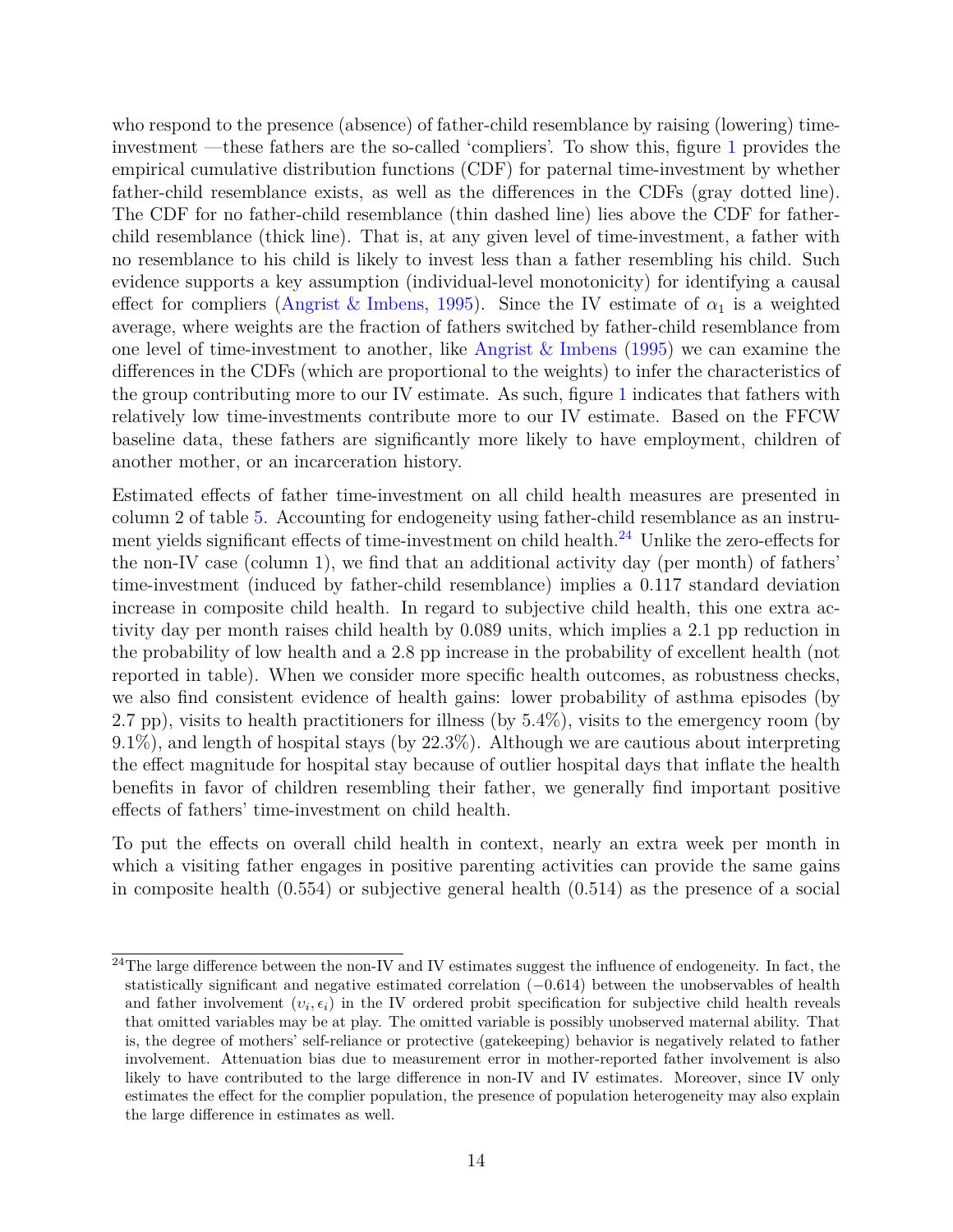who respond to the presence (absence) of father-child resemblance by raising (lowering) time-investment —these fathers are the so-called 'compliers'. To show this, figure 1 provides the empirical cumulative distribution functions (CDF) for paternal time-investment by whether father-child resemblance exists, as well as the differences in the CDFs (gray dotted line). The CDF for no father-child resemblance (thin dashed line) lies above the CDF for father-child resemblance (thick line). That is, at any given level of time-investment, a father with no resemblance to his child is likely to invest less than a father resembling his child. Such evidence supports a key assumption (individual-level monotonicity) for identifying a causal effect for compliers (Angrist & Imbens, 1995). Since the IV estimate of $\alpha_1$ is a weighted average, where weights are the fraction of fathers switched by father-child resemblance from one level of time-investment to another, like Angrist & Imbens (1995) we can examine the differences in the CDFs (which are proportional to the weights) to infer the characteristics of the group contributing more to our IV estimate. As such, figure 1 indicates that fathers with relatively low time-investments contribute more to our IV estimate. Based on the FFCW baseline data, these fathers are significantly more likely to have employment, children of another mother, or an incarceration history.

Estimated effects of father time-investment on all child health measures are presented in column 2 of table 5. Accounting for endogeneity using father-child resemblance as an instrument yields significant effects of time-investment on child health.[24] Unlike the zero-effects for the non-IV case (column 1), we find that an additional activity day (per month) of fathers' time-investment (induced by father-child resemblance) implies a 0.117 standard deviation increase in composite child health. In regard to subjective child health, this one extra activity day per month raises child health by 0.089 units, which implies a 2.1 pp reduction in the probability of low health and a 2.8 pp increase in the probability of excellent health (not reported in table). When we consider more specific health outcomes, as robustness checks, we also find consistent evidence of health gains: lower probability of asthma episodes (by 2.7 pp), visits to health practitioners for illness (by 5.4%), visits to the emergency room (by 9.1%), and length of hospital stays (by 22.3%). Although we are cautious about interpreting the effect magnitude for hospital stay because of outlier hospital days that inflate the health benefits in favor of children resembling their father, we generally find important positive effects of fathers' time-investment on child health.

To put the effects on overall child health in context, nearly an extra week per month in which a visiting father engages in positive parenting activities can provide the same gains in composite health (0.554) or subjective general health (0.514) as the presence of a social

[24] The large difference between the non-IV and IV estimates suggest the influence of endogeneity. In fact, the statistically significant and negative estimated correlation ($-0.614$) between the unobservables of health and father involvement ($\upsilon_i, \epsilon_i$) in the IV ordered probit specification for subjective child health reveals that omitted variables may be at play. The omitted variable is possibly unobserved maternal ability. That is, the degree of mothers' self-reliance or protective (gatekeeping) behavior is negatively related to father involvement. Attenuation bias due to measurement error in mother-reported father involvement is also likely to have contributed to the large difference in non-IV and IV estimates. Moreover, since IV only estimates the effect for the complier population, the presence of population heterogeneity may also explain the large difference in estimates as well.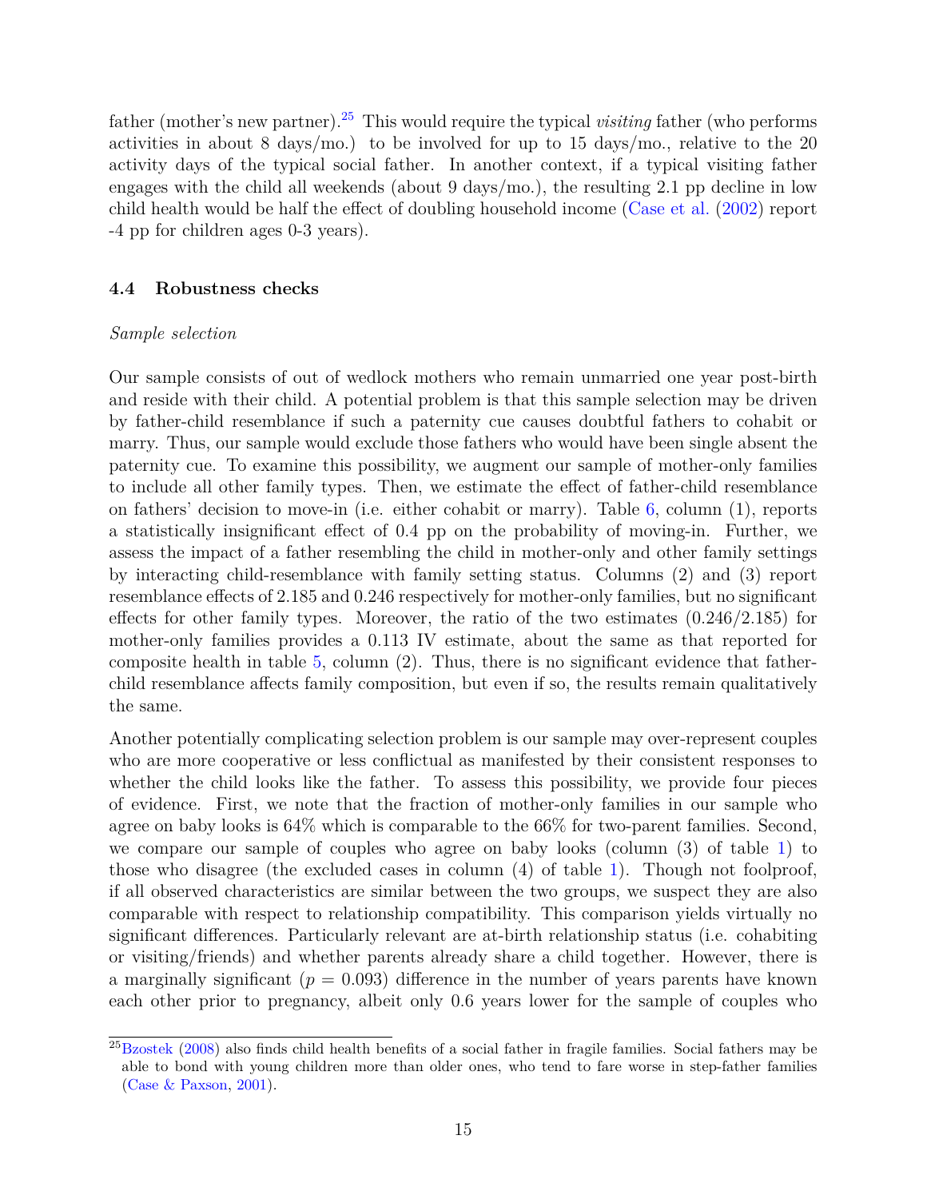father (mother's new partner).[25] This would require the typical *visiting* father (who performs activities in about 8 days/mo.) to be involved for up to 15 days/mo., relative to the 20 activity days of the typical social father. In another context, if a typical visiting father engages with the child all weekends (about 9 days/mo.), the resulting 2.1 pp decline in low child health would be half the effect of doubling household income (Case et al. (2002) report -4 pp for children ages 0-3 years).

### 4.4 Robustness checks

*Sample selection*

Our sample consists of out of wedlock mothers who remain unmarried one year post-birth and reside with their child. A potential problem is that this sample selection may be driven by father-child resemblance if such a paternity cue causes doubtful fathers to cohabit or marry. Thus, our sample would exclude those fathers who would have been single absent the paternity cue. To examine this possibility, we augment our sample of mother-only families to include all other family types. Then, we estimate the effect of father-child resemblance on fathers' decision to move-in (i.e. either cohabit or marry). Table 6, column (1), reports a statistically insignificant effect of 0.4 pp on the probability of moving-in. Further, we assess the impact of a father resembling the child in mother-only and other family settings by interacting child-resemblance with family setting status. Columns (2) and (3) report resemblance effects of 2.185 and 0.246 respectively for mother-only families, but no significant effects for other family types. Moreover, the ratio of the two estimates (0.246/2.185) for mother-only families provides a 0.113 IV estimate, about the same as that reported for composite health in table 5, column (2). Thus, there is no significant evidence that father-child resemblance affects family composition, but even if so, the results remain qualitatively the same.

Another potentially complicating selection problem is our sample may over-represent couples who are more cooperative or less conflictual as manifested by their consistent responses to whether the child looks like the father. To assess this possibility, we provide four pieces of evidence. First, we note that the fraction of mother-only families in our sample who agree on baby looks is 64% which is comparable to the 66% for two-parent families. Second, we compare our sample of couples who agree on baby looks (column (3) of table 1) to those who disagree (the excluded cases in column (4) of table 1). Though not foolproof, if all observed characteristics are similar between the two groups, we suspect they are also comparable with respect to relationship compatibility. This comparison yields virtually no significant differences. Particularly relevant are at-birth relationship status (i.e. cohabiting or visiting/friends) and whether parents already share a child together. However, there is a marginally significant ($p = 0.093$) difference in the number of years parents have known each other prior to pregnancy, albeit only 0.6 years lower for the sample of couples who

[25] Bzostek (2008) also finds child health benefits of a social father in fragile families. Social fathers may be able to bond with young children more than older ones, who tend to fare worse in step-father families (Case & Paxson, 2001).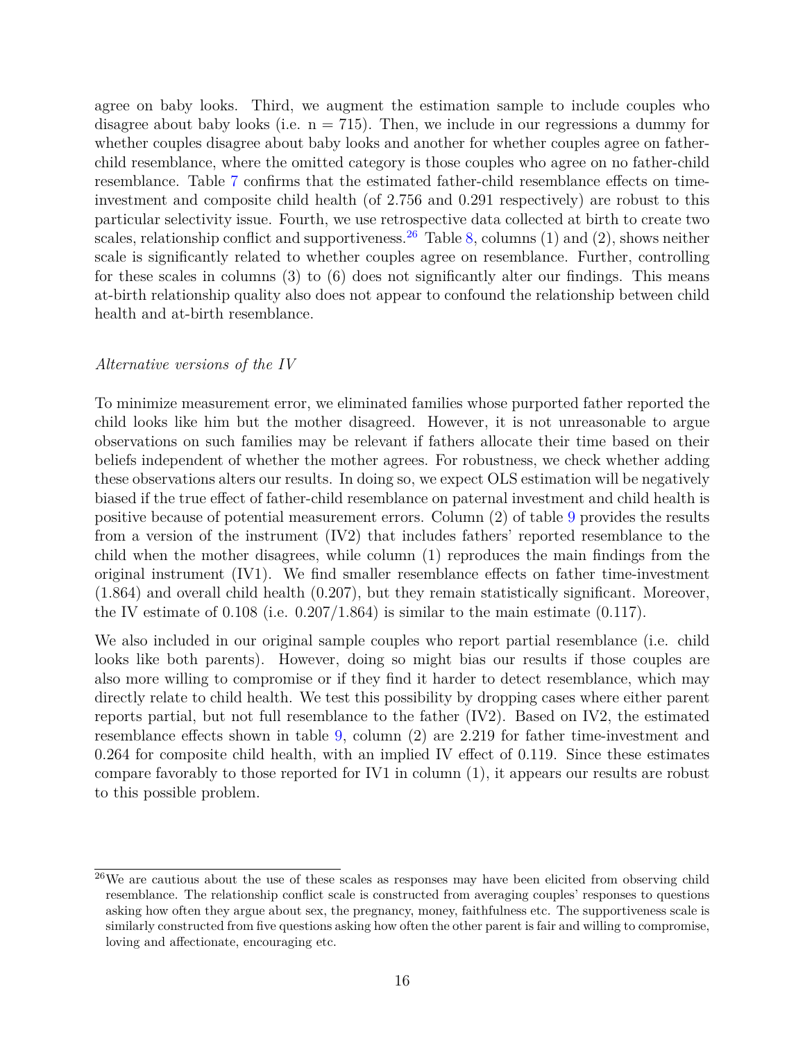agree on baby looks. Third, we augment the estimation sample to include couples who disagree about baby looks (i.e. n = 715). Then, we include in our regressions a dummy for whether couples disagree about baby looks and another for whether couples agree on father-child resemblance, where the omitted category is those couples who agree on no father-child resemblance. Table 7 confirms that the estimated father-child resemblance effects on time-investment and composite child health (of 2.756 and 0.291 respectively) are robust to this particular selectivity issue. Fourth, we use retrospective data collected at birth to create two scales, relationship conflict and supportiveness.[26] Table 8, columns (1) and (2), shows neither scale is significantly related to whether couples agree on resemblance. Further, controlling for these scales in columns (3) to (6) does not significantly alter our findings. This means at-birth relationship quality also does not appear to confound the relationship between child health and at-birth resemblance.

*Alternative versions of the IV*

To minimize measurement error, we eliminated families whose purported father reported the child looks like him but the mother disagreed. However, it is not unreasonable to argue observations on such families may be relevant if fathers allocate their time based on their beliefs independent of whether the mother agrees. For robustness, we check whether adding these observations alters our results. In doing so, we expect OLS estimation will be negatively biased if the true effect of father-child resemblance on paternal investment and child health is positive because of potential measurement errors. Column (2) of table 9 provides the results from a version of the instrument (IV2) that includes fathers' reported resemblance to the child when the mother disagrees, while column (1) reproduces the main findings from the original instrument (IV1). We find smaller resemblance effects on father time-investment (1.864) and overall child health (0.207), but they remain statistically significant. Moreover, the IV estimate of 0.108 (i.e. 0.207/1.864) is similar to the main estimate (0.117).

We also included in our original sample couples who report partial resemblance (i.e. child looks like both parents). However, doing so might bias our results if those couples are also more willing to compromise or if they find it harder to detect resemblance, which may directly relate to child health. We test this possibility by dropping cases where either parent reports partial, but not full resemblance to the father (IV2). Based on IV2, the estimated resemblance effects shown in table 9, column (2) are 2.219 for father time-investment and 0.264 for composite child health, with an implied IV effect of 0.119. Since these estimates compare favorably to those reported for IV1 in column (1), it appears our results are robust to this possible problem.

[26] We are cautious about the use of these scales as responses may have been elicited from observing child resemblance. The relationship conflict scale is constructed from averaging couples' responses to questions asking how often they argue about sex, the pregnancy, money, faithfulness etc. The supportiveness scale is similarly constructed from five questions asking how often the other parent is fair and willing to compromise, loving and affectionate, encouraging etc.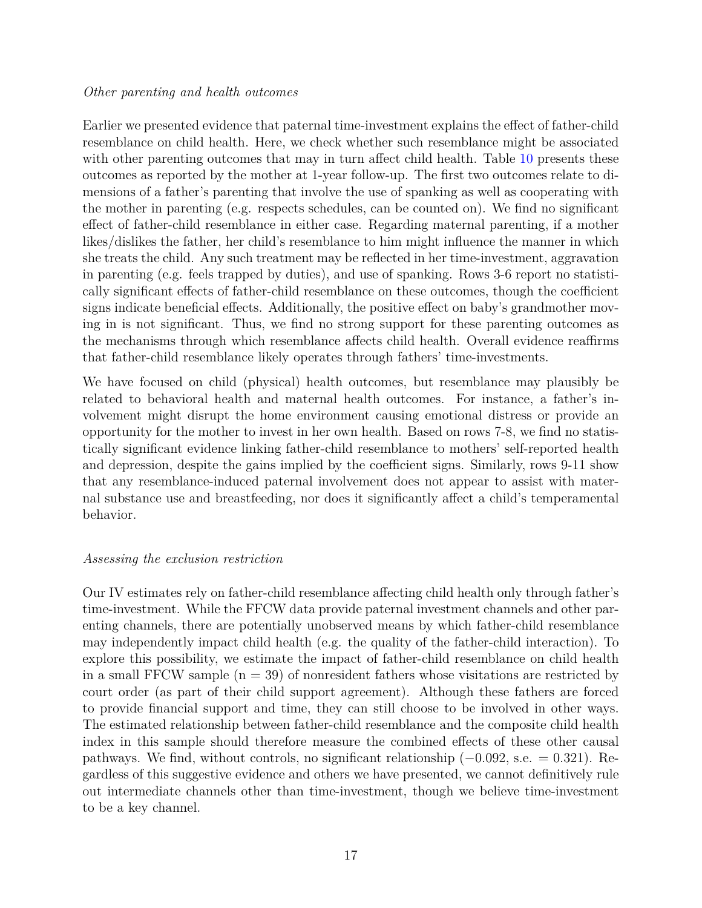*Other parenting and health outcomes*

Earlier we presented evidence that paternal time-investment explains the effect of father-child resemblance on child health. Here, we check whether such resemblance might be associated with other parenting outcomes that may in turn affect child health. Table 10 presents these outcomes as reported by the mother at 1-year follow-up. The first two outcomes relate to dimensions of a father's parenting that involve the use of spanking as well as cooperating with the mother in parenting (e.g. respects schedules, can be counted on). We find no significant effect of father-child resemblance in either case. Regarding maternal parenting, if a mother likes/dislikes the father, her child's resemblance to him might influence the manner in which she treats the child. Any such treatment may be reflected in her time-investment, aggravation in parenting (e.g. feels trapped by duties), and use of spanking. Rows 3-6 report no statistically significant effects of father-child resemblance on these outcomes, though the coefficient signs indicate beneficial effects. Additionally, the positive effect on baby's grandmother moving in is not significant. Thus, we find no strong support for these parenting outcomes as the mechanisms through which resemblance affects child health. Overall evidence reaffirms that father-child resemblance likely operates through fathers' time-investments.

We have focused on child (physical) health outcomes, but resemblance may plausibly be related to behavioral health and maternal health outcomes. For instance, a father's involvement might disrupt the home environment causing emotional distress or provide an opportunity for the mother to invest in her own health. Based on rows 7-8, we find no statistically significant evidence linking father-child resemblance to mothers' self-reported health and depression, despite the gains implied by the coefficient signs. Similarly, rows 9-11 show that any resemblance-induced paternal involvement does not appear to assist with maternal substance use and breastfeeding, nor does it significantly affect a child's temperamental behavior.

*Assessing the exclusion restriction*

Our IV estimates rely on father-child resemblance affecting child health only through father's time-investment. While the FFCW data provide paternal investment channels and other parenting channels, there are potentially unobserved means by which father-child resemblance may independently impact child health (e.g. the quality of the father-child interaction). To explore this possibility, we estimate the impact of father-child resemblance on child health in a small FFCW sample (n = 39) of nonresident fathers whose visitations are restricted by court order (as part of their child support agreement). Although these fathers are forced to provide financial support and time, they can still choose to be involved in other ways. The estimated relationship between father-child resemblance and the composite child health index in this sample should therefore measure the combined effects of these other causal pathways. We find, without controls, no significant relationship ($-0.092$, s.e. $= 0.321$). Regardless of this suggestive evidence and others we have presented, we cannot definitively rule out intermediate channels other than time-investment, though we believe time-investment to be a key channel.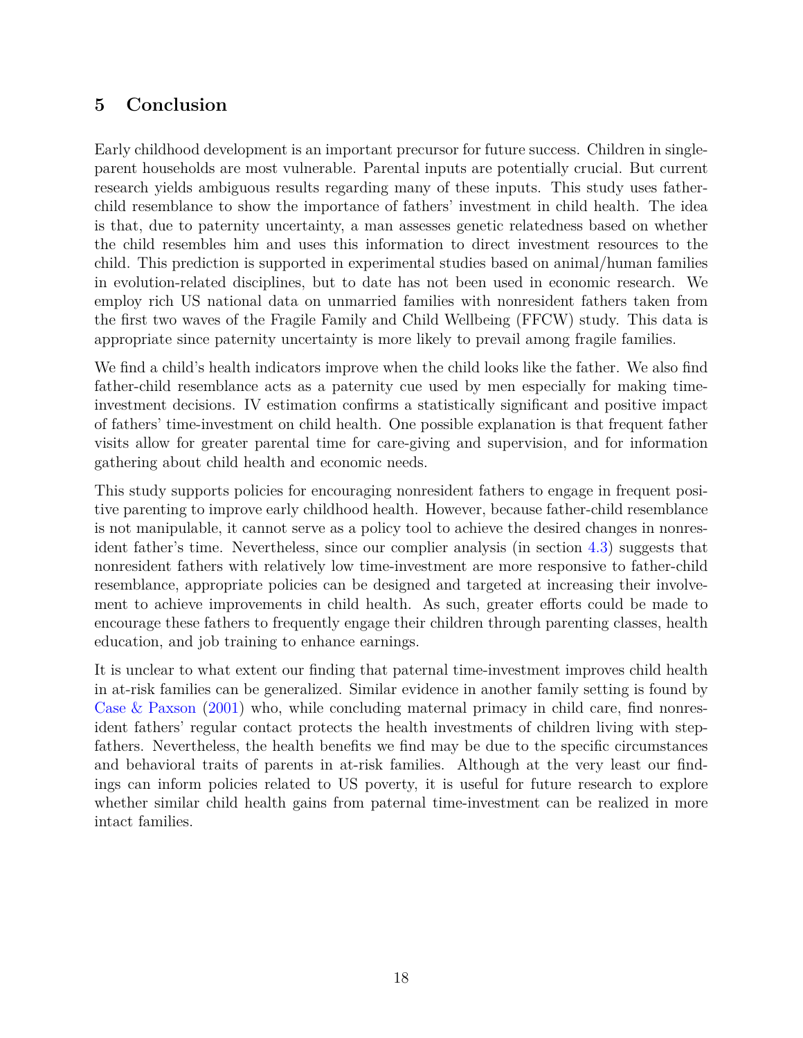## 5 Conclusion

Early childhood development is an important precursor for future success. Children in single-parent households are most vulnerable. Parental inputs are potentially crucial. But current research yields ambiguous results regarding many of these inputs. This study uses father-child resemblance to show the importance of fathers' investment in child health. The idea is that, due to paternity uncertainty, a man assesses genetic relatedness based on whether the child resembles him and uses this information to direct investment resources to the child. This prediction is supported in experimental studies based on animal/human families in evolution-related disciplines, but to date has not been used in economic research. We employ rich US national data on unmarried families with nonresident fathers taken from the first two waves of the Fragile Family and Child Wellbeing (FFCW) study. This data is appropriate since paternity uncertainty is more likely to prevail among fragile families.

We find a child's health indicators improve when the child looks like the father. We also find father-child resemblance acts as a paternity cue used by men especially for making time-investment decisions. IV estimation confirms a statistically significant and positive impact of fathers' time-investment on child health. One possible explanation is that frequent father visits allow for greater parental time for care-giving and supervision, and for information gathering about child health and economic needs.

This study supports policies for encouraging nonresident fathers to engage in frequent positive parenting to improve early childhood health. However, because father-child resemblance is not manipulable, it cannot serve as a policy tool to achieve the desired changes in nonresident father's time. Nevertheless, since our complier analysis (in section 4.3) suggests that nonresident fathers with relatively low time-investment are more responsive to father-child resemblance, appropriate policies can be designed and targeted at increasing their involvement to achieve improvements in child health. As such, greater efforts could be made to encourage these fathers to frequently engage their children through parenting classes, health education, and job training to enhance earnings.

It is unclear to what extent our finding that paternal time-investment improves child health in at-risk families can be generalized. Similar evidence in another family setting is found by Case & Paxson (2001) who, while concluding maternal primacy in child care, find nonresident fathers' regular contact protects the health investments of children living with stepfathers. Nevertheless, the health benefits we find may be due to the specific circumstances and behavioral traits of parents in at-risk families. Although at the very least our findings can inform policies related to US poverty, it is useful for future research to explore whether similar child health gains from paternal time-investment can be realized in more intact families.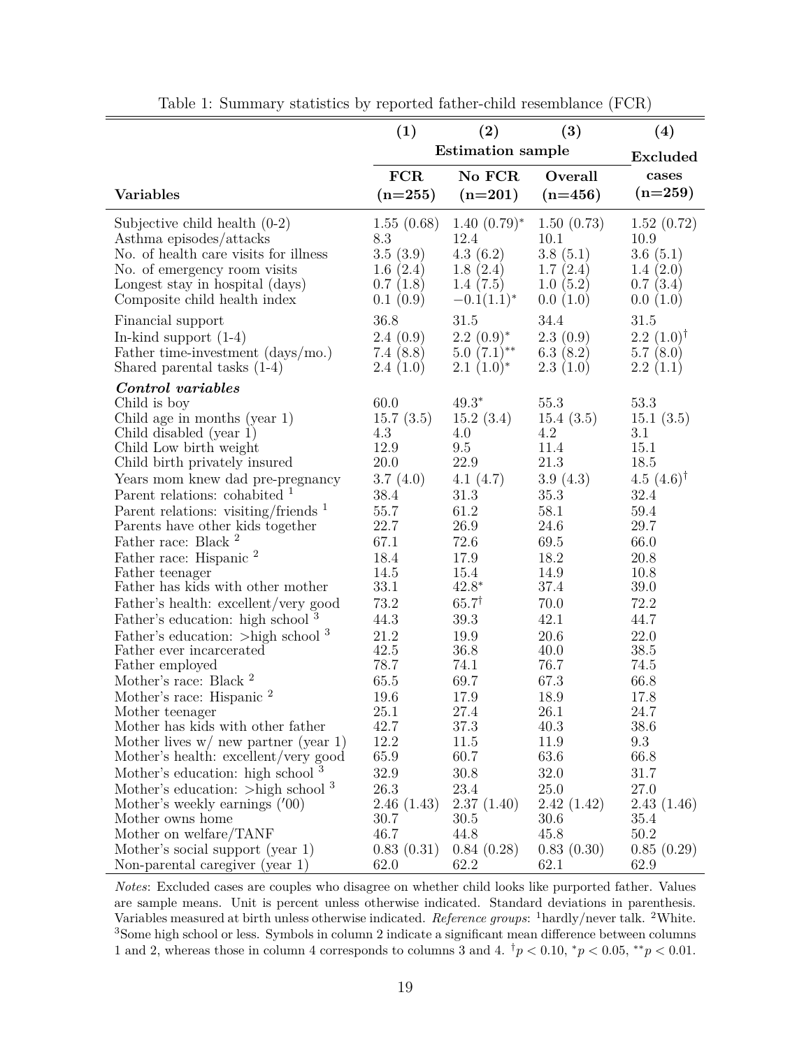Table 1: Summary statistics by reported father-child resemblance (FCR)

| | (1) | (2) | (3) | (4) |
|---|---|---|---|---|
| | Estimation sample | | | Excluded |
| Variables | FCR (n=255) | No FCR (n=201) | Overall (n=456) | cases (n=259) |
| Subjective child health (0-2) | 1.55 (0.68) | 1.40 (0.79)$^{*}$ | 1.50 (0.73) | 1.52 (0.72) |
| Asthma episodes/attacks | 8.3 | 12.4 | 10.1 | 10.9 |
| No. of health care visits for illness | 3.5 (3.9) | 4.3 (6.2) | 3.8 (5.1) | 3.6 (5.1) |
| No. of emergency room visits | 1.6 (2.4) | 1.8 (2.4) | 1.7 (2.4) | 1.4 (2.0) |
| Longest stay in hospital (days) | 0.7 (1.8) | 1.4 (7.5) | 1.0 (5.2) | 0.7 (3.4) |
| Composite child health index | 0.1 (0.9) | −0.1(1.1)$^{*}$ | 0.0 (1.0) | 0.0 (1.0) |
| Financial support | 36.8 | 31.5 | 34.4 | 31.5 |
| In-kind support (1-4) | 2.4 (0.9) | 2.2 (0.9)$^{*}$ | 2.3 (0.9) | 2.2 (1.0)$^{\dagger}$ |
| Father time-investment (days/mo.) | 7.4 (8.8) | 5.0 (7.1)$^{**}$ | 6.3 (8.2) | 5.7 (8.0) |
| Shared parental tasks (1-4) | 2.4 (1.0) | 2.1 (1.0)$^{*}$ | 2.3 (1.0) | 2.2 (1.1) |
| ***Control variables*** | | | | |
| Child is boy | 60.0 | 49.3$^{*}$ | 55.3 | 53.3 |
| Child age in months (year 1) | 15.7 (3.5) | 15.2 (3.4) | 15.4 (3.5) | 15.1 (3.5) |
| Child disabled (year 1) | 4.3 | 4.0 | 4.2 | 3.1 |
| Child Low birth weight | 12.9 | 9.5 | 11.4 | 15.1 |
| Child birth privately insured | 20.0 | 22.9 | 21.3 | 18.5 |
| Years mom knew dad pre-pregnancy | 3.7 (4.0) | 4.1 (4.7) | 3.9 (4.3) | 4.5 (4.6)$^{\dagger}$ |
| Parent relations: cohabited [1] | 38.4 | 31.3 | 35.3 | 32.4 |
| Parent relations: visiting/friends [1] | 55.7 | 61.2 | 58.1 | 59.4 |
| Parents have other kids together | 22.7 | 26.9 | 24.6 | 29.7 |
| Father race: Black [2] | 67.1 | 72.6 | 69.5 | 66.0 |
| Father race: Hispanic [2] | 18.4 | 17.9 | 18.2 | 20.8 |
| Father teenager | 14.5 | 15.4 | 14.9 | 10.8 |
| Father has kids with other mother | 33.1 | 42.8$^{*}$ | 37.4 | 39.0 |
| Father's health: excellent/very good | 73.2 | 65.7$^{\dagger}$ | 70.0 | 72.2 |
| Father's education: high school [3] | 44.3 | 39.3 | 42.1 | 44.7 |
| Father's education: >high school [3] | 21.2 | 19.9 | 20.6 | 22.0 |
| Father ever incarcerated | 42.5 | 36.8 | 40.0 | 38.5 |
| Father employed | 78.7 | 74.1 | 76.7 | 74.5 |
| Mother's race: Black [2] | 65.5 | 69.7 | 67.3 | 66.8 |
| Mother's race: Hispanic [2] | 19.6 | 17.9 | 18.9 | 17.8 |
| Mother teenager | 25.1 | 27.4 | 26.1 | 24.7 |
| Mother has kids with other father | 42.7 | 37.3 | 40.3 | 38.6 |
| Mother lives w/ new partner (year 1) | 12.2 | 11.5 | 11.9 | 9.3 |
| Mother's health: excellent/very good | 65.9 | 60.7 | 63.6 | 66.8 |
| Mother's education: high school [3] | 32.9 | 30.8 | 32.0 | 31.7 |
| Mother's education: >high school [3] | 26.3 | 23.4 | 25.0 | 27.0 |
| Mother's weekly earnings ('00) | 2.46 (1.43) | 2.37 (1.40) | 2.42 (1.42) | 2.43 (1.46) |
| Mother owns home | 30.7 | 30.5 | 30.6 | 35.4 |
| Mother on welfare/TANF | 46.7 | 44.8 | 45.8 | 50.2 |
| Mother's social support (year 1) | 0.83 (0.31) | 0.84 (0.28) | 0.83 (0.30) | 0.85 (0.29) |
| Non-parental caregiver (year 1) | 62.0 | 62.2 | 62.1 | 62.9 |

*Notes*: Excluded cases are couples who disagree on whether child looks like purported father. Values are sample means. Unit is percent unless otherwise indicated. Standard deviations in parenthesis. Variables measured at birth unless otherwise indicated. *Reference groups*: [1]hardly/never talk. [2]White. [3]Some high school or less. Symbols in column 2 indicate a significant mean difference between columns 1 and 2, whereas those in column 4 corresponds to columns 3 and 4. $^{\dagger}p < 0.10$, $^{*}p < 0.05$, $^{**}p < 0.01$.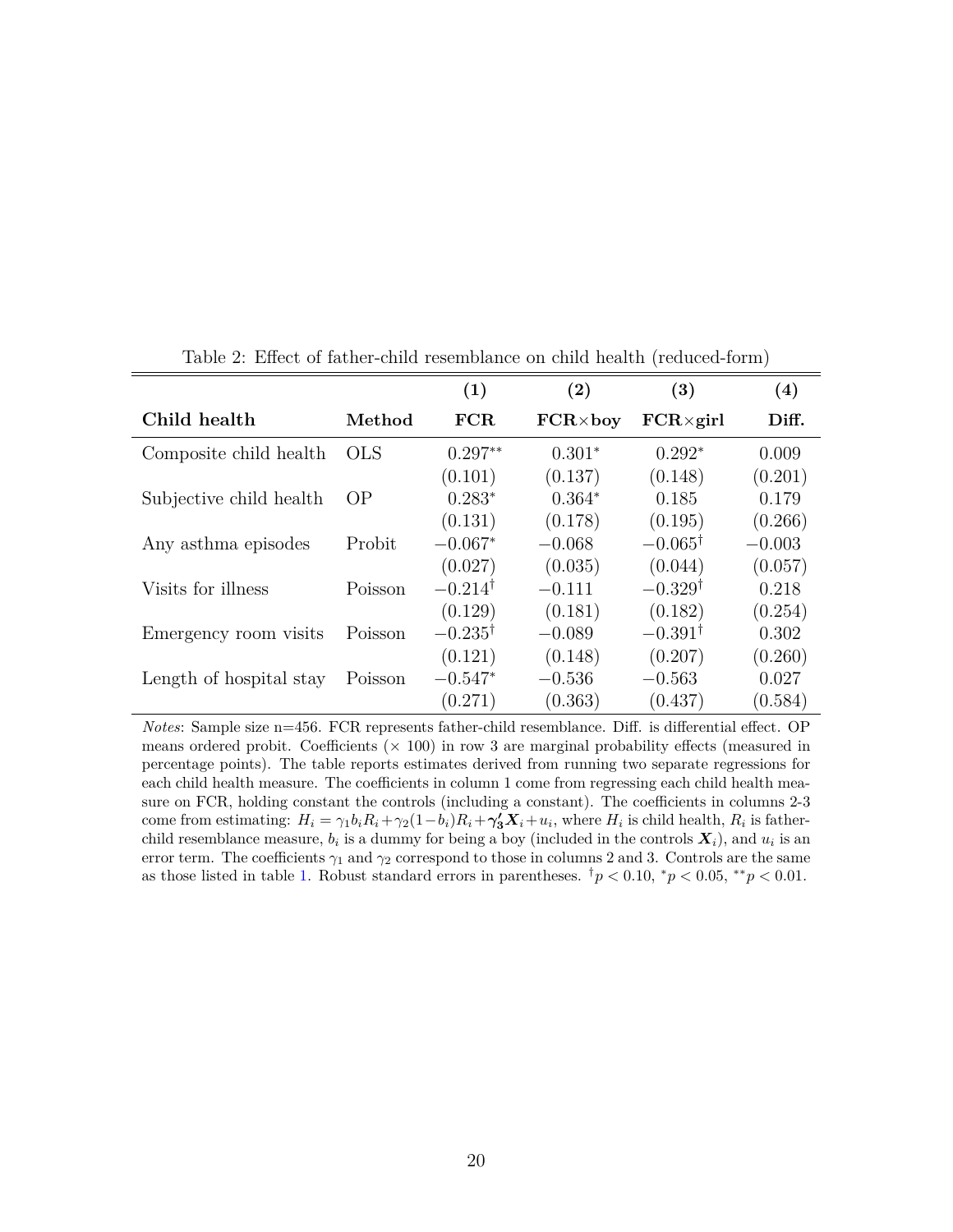Table 2: Effect of father-child resemblance on child health (reduced-form)

| Child health | Method | (1) FCR | (2) FCR×boy | (3) FCR×girl | (4) Diff. |
|---|---|---|---|---|---|
| Composite child health | OLS | $0.297^{**}$ | $0.301^{*}$ | $0.292^{*}$ | 0.009 |
| | | (0.101) | (0.137) | (0.148) | (0.201) |
| Subjective child health | OP | $0.283^{*}$ | $0.364^{*}$ | 0.185 | 0.179 |
| | | (0.131) | (0.178) | (0.195) | (0.266) |
| Any asthma episodes | Probit | $-0.067^{*}$ | $-0.068$ | $-0.065^{\dagger}$ | $-0.003$ |
| | | (0.027) | (0.035) | (0.044) | (0.057) |
| Visits for illness | Poisson | $-0.214^{\dagger}$ | $-0.111$ | $-0.329^{\dagger}$ | 0.218 |
| | | (0.129) | (0.181) | (0.182) | (0.254) |
| Emergency room visits | Poisson | $-0.235^{\dagger}$ | $-0.089$ | $-0.391^{\dagger}$ | 0.302 |
| | | (0.121) | (0.148) | (0.207) | (0.260) |
| Length of hospital stay | Poisson | $-0.547^{*}$ | $-0.536$ | $-0.563$ | 0.027 |
| | | (0.271) | (0.363) | (0.437) | (0.584) |

*Notes*: Sample size n=456. FCR represents father-child resemblance. Diff. is differential effect. OP means ordered probit. Coefficients ($\times$ 100) in row 3 are marginal probability effects (measured in percentage points). The table reports estimates derived from running two separate regressions for each child health measure. The coefficients in column 1 come from regressing each child health measure on FCR, holding constant the controls (including a constant). The coefficients in columns 2-3 come from estimating: $H_i = \gamma_1 b_i R_i + \gamma_2 (1 - b_i) R_i + \boldsymbol{\gamma_3'} \boldsymbol{X}_i + u_i$, where $H_i$ is child health, $R_i$ is father-child resemblance measure, $b_i$ is a dummy for being a boy (included in the controls $\boldsymbol{X}_i$), and $u_i$ is an error term. The coefficients $\gamma_1$ and $\gamma_2$ correspond to those in columns 2 and 3. Controls are the same as those listed in table 1. Robust standard errors in parentheses. $^{\dagger}p < 0.10$, $^{*}p < 0.05$, $^{**}p < 0.01$.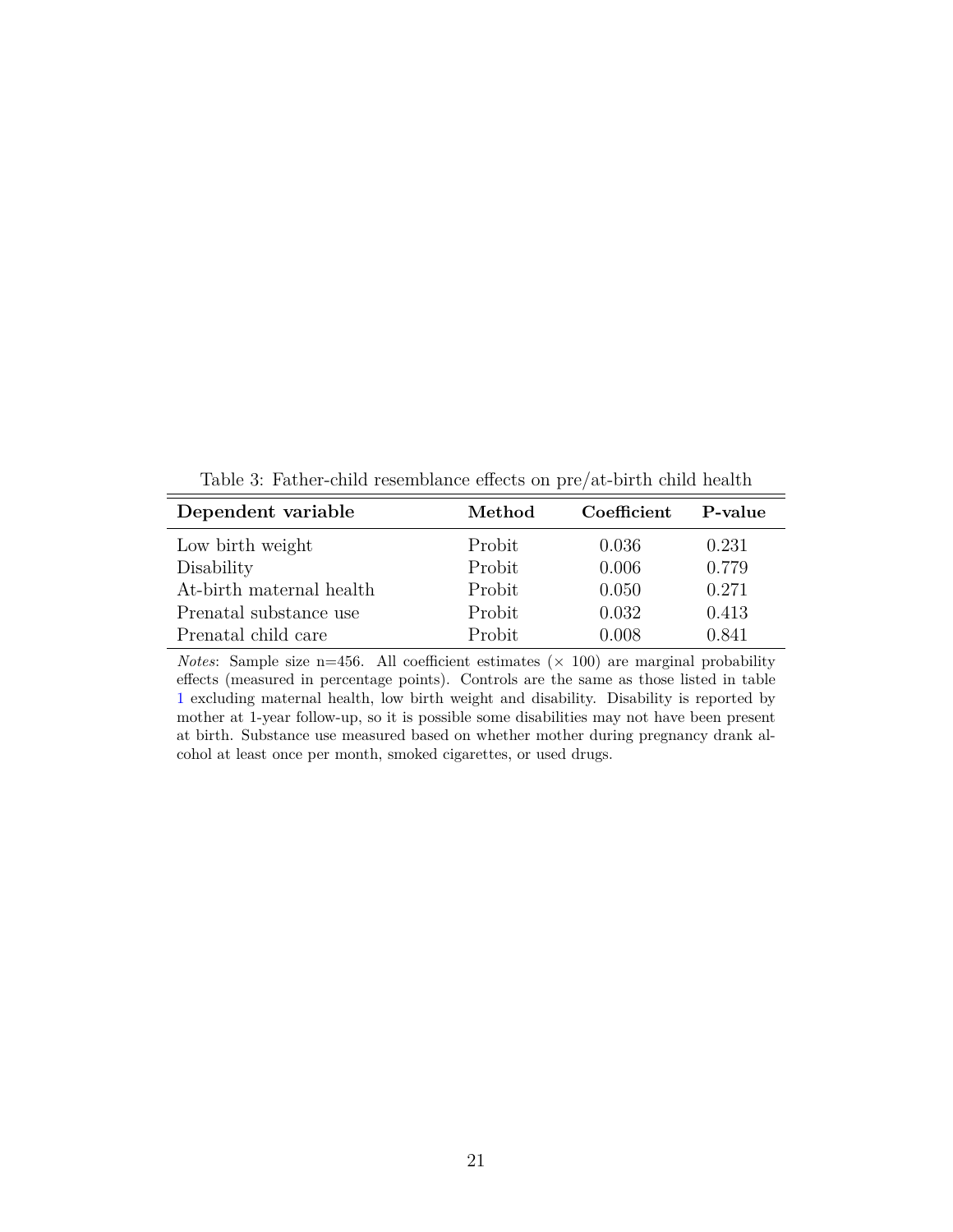Table 3: Father-child resemblance effects on pre/at-birth child health

| **Dependent variable** | **Method** | **Coefficient** | **P-value** |
|---|---|---|---|
| Low birth weight | Probit | 0.036 | 0.231 |
| Disability | Probit | 0.006 | 0.779 |
| At-birth maternal health | Probit | 0.050 | 0.271 |
| Prenatal substance use | Probit | 0.032 | 0.413 |
| Prenatal child care | Probit | 0.008 | 0.841 |

*Notes*: Sample size n=456. All coefficient estimates ($\times$ 100) are marginal probability effects (measured in percentage points). Controls are the same as those listed in table 1 excluding maternal health, low birth weight and disability. Disability is reported by mother at 1-year follow-up, so it is possible some disabilities may not have been present at birth. Substance use measured based on whether mother during pregnancy drank alcohol at least once per month, smoked cigarettes, or used drugs.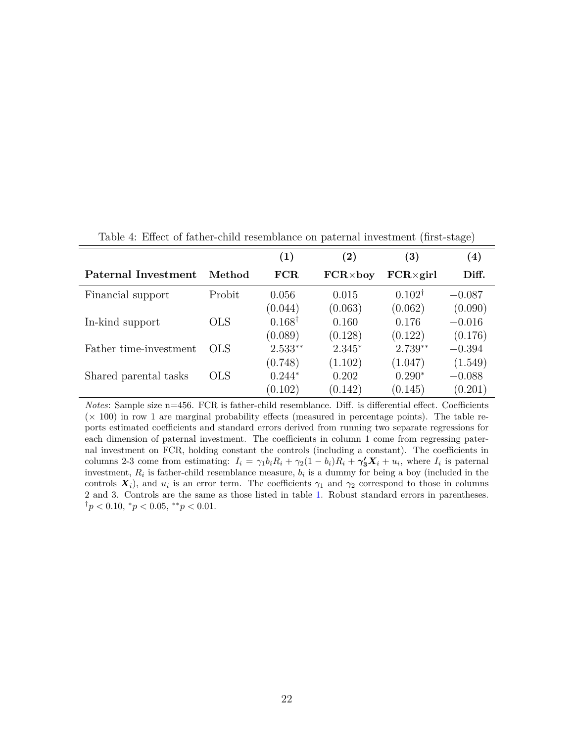Table 4: Effect of father-child resemblance on paternal investment (first-stage)

| | | (1) | (2) | (3) | (4) |
|---|---|---|---|---|---|
| **Paternal Investment** | **Method** | **FCR** | **FCR×boy** | **FCR×girl** | **Diff.** |
| Financial support | Probit | 0.056 | 0.015 | $0.102^{\dagger}$ | −0.087 |
| | | (0.044) | (0.063) | (0.062) | (0.090) |
| In-kind support | OLS | $0.168^{\dagger}$ | 0.160 | 0.176 | −0.016 |
| | | (0.089) | (0.128) | (0.122) | (0.176) |
| Father time-investment | OLS | $2.533^{**}$ | $2.345^{*}$ | $2.739^{**}$ | −0.394 |
| | | (0.748) | (1.102) | (1.047) | (1.549) |
| Shared parental tasks | OLS | $0.244^{*}$ | 0.202 | $0.290^{*}$ | −0.088 |
| | | (0.102) | (0.142) | (0.145) | (0.201) |

*Notes*: Sample size n=456. FCR is father-child resemblance. Diff. is differential effect. Coefficients ($\times$ 100) in row 1 are marginal probability effects (measured in percentage points). The table reports estimated coefficients and standard errors derived from running two separate regressions for each dimension of paternal investment. The coefficients in column 1 come from regressing paternal investment on FCR, holding constant the controls (including a constant). The coefficients in columns 2-3 come from estimating: $I_i = \gamma_1 b_i R_i + \gamma_2 (1 - b_i) R_i + \boldsymbol{\gamma_3'} \boldsymbol{X}_i + u_i$, where $I_i$ is paternal investment, $R_i$ is father-child resemblance measure, $b_i$ is a dummy for being a boy (included in the controls $\boldsymbol{X}_i$), and $u_i$ is an error term. The coefficients $\gamma_1$ and $\gamma_2$ correspond to those in columns 2 and 3. Controls are the same as those listed in table 1. Robust standard errors in parentheses. $^{\dagger}p < 0.10$, $^{*}p < 0.05$, $^{**}p < 0.01$.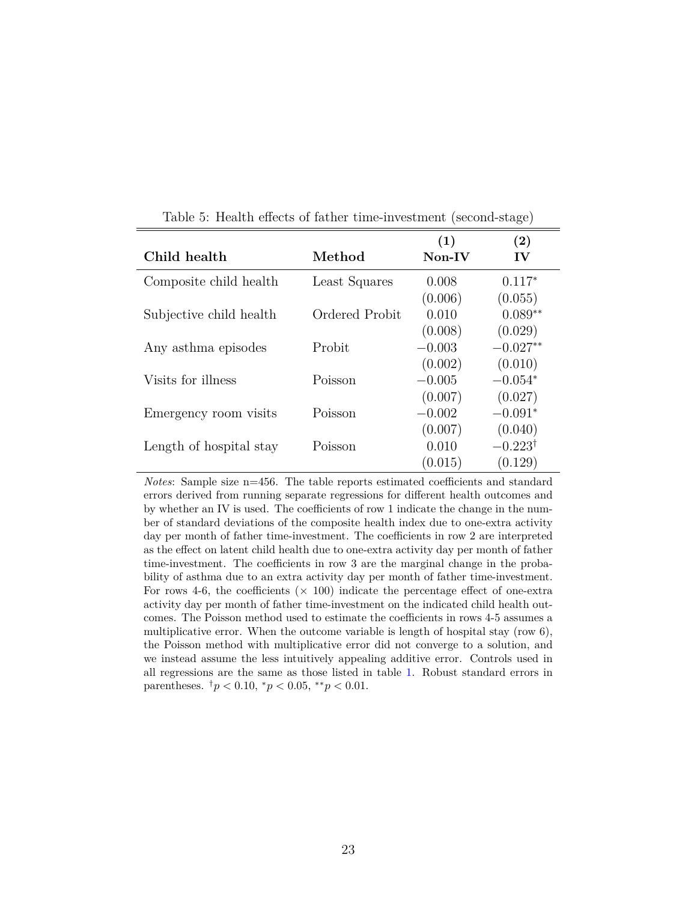Table 5: Health effects of father time-investment (second-stage)

| Child health | Method | (1) Non-IV | (2) IV |
|---|---|---|---|
| Composite child health | Least Squares | 0.008 | $0.117^{*}$ |
| | | (0.006) | (0.055) |
| Subjective child health | Ordered Probit | 0.010 | $0.089^{**}$ |
| | | (0.008) | (0.029) |
| Any asthma episodes | Probit | $-0.003$ | $-0.027^{**}$ |
| | | (0.002) | (0.010) |
| Visits for illness | Poisson | $-0.005$ | $-0.054^{*}$ |
| | | (0.007) | (0.027) |
| Emergency room visits | Poisson | $-0.002$ | $-0.091^{*}$ |
| | | (0.007) | (0.040) |
| Length of hospital stay | Poisson | 0.010 | $-0.223^{\dagger}$ |
| | | (0.015) | (0.129) |

*Notes*: Sample size n=456. The table reports estimated coefficients and standard errors derived from running separate regressions for different health outcomes and by whether an IV is used. The coefficients of row 1 indicate the change in the number of standard deviations of the composite health index due to one-extra activity day per month of father time-investment. The coefficients in row 2 are interpreted as the effect on latent child health due to one-extra activity day per month of father time-investment. The coefficients in row 3 are the marginal change in the probability of asthma due to an extra activity day per month of father time-investment. For rows 4-6, the coefficients ($\times$ 100) indicate the percentage effect of one-extra activity day per month of father time-investment on the indicated child health outcomes. The Poisson method used to estimate the coefficients in rows 4-5 assumes a multiplicative error. When the outcome variable is length of hospital stay (row 6), the Poisson method with multiplicative error did not converge to a solution, and we instead assume the less intuitively appealing additive error. Controls used in all regressions are the same as those listed in table 1. Robust standard errors in parentheses. $^{\dagger}p < 0.10$, $^{*}p < 0.05$, $^{**}p < 0.01$.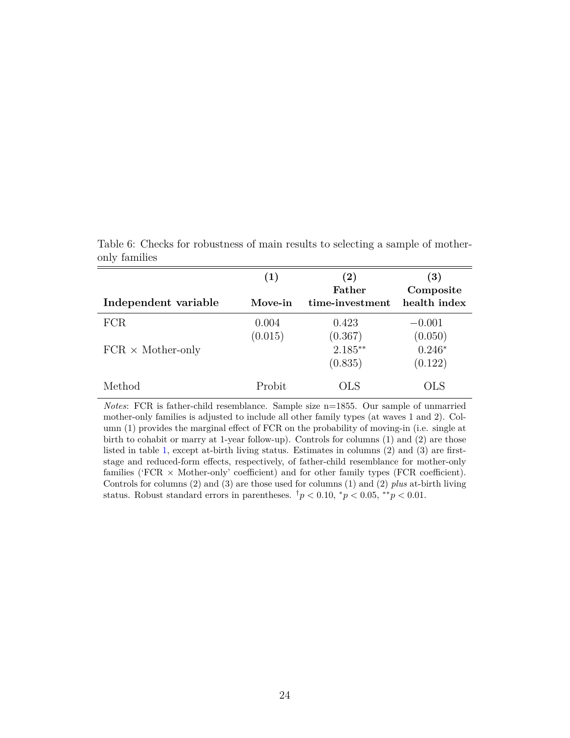Table 6: Checks for robustness of main results to selecting a sample of mother-only families

| Independent variable | (1) Move-in | (2) Father time-investment | (3) Composite health index |
|---|---|---|---|
| FCR | 0.004 | 0.423 | $-0.001$ |
| | (0.015) | (0.367) | (0.050) |
| FCR × Mother-only | | $2.185^{**}$ | $0.246^{*}$ |
| | | (0.835) | (0.122) |
| Method | Probit | OLS | OLS |

*Notes*: FCR is father-child resemblance. Sample size n=1855. Our sample of unmarried mother-only families is adjusted to include all other family types (at waves 1 and 2). Column (1) provides the marginal effect of FCR on the probability of moving-in (i.e. single at birth to cohabit or marry at 1-year follow-up). Controls for columns (1) and (2) are those listed in table 1, except at-birth living status. Estimates in columns (2) and (3) are first-stage and reduced-form effects, respectively, of father-child resemblance for mother-only families ('FCR × Mother-only' coefficient) and for other family types (FCR coefficient). Controls for columns (2) and (3) are those used for columns (1) and (2) *plus* at-birth living status. Robust standard errors in parentheses. $^{\dagger}p < 0.10$, $^{*}p < 0.05$, $^{**}p < 0.01$.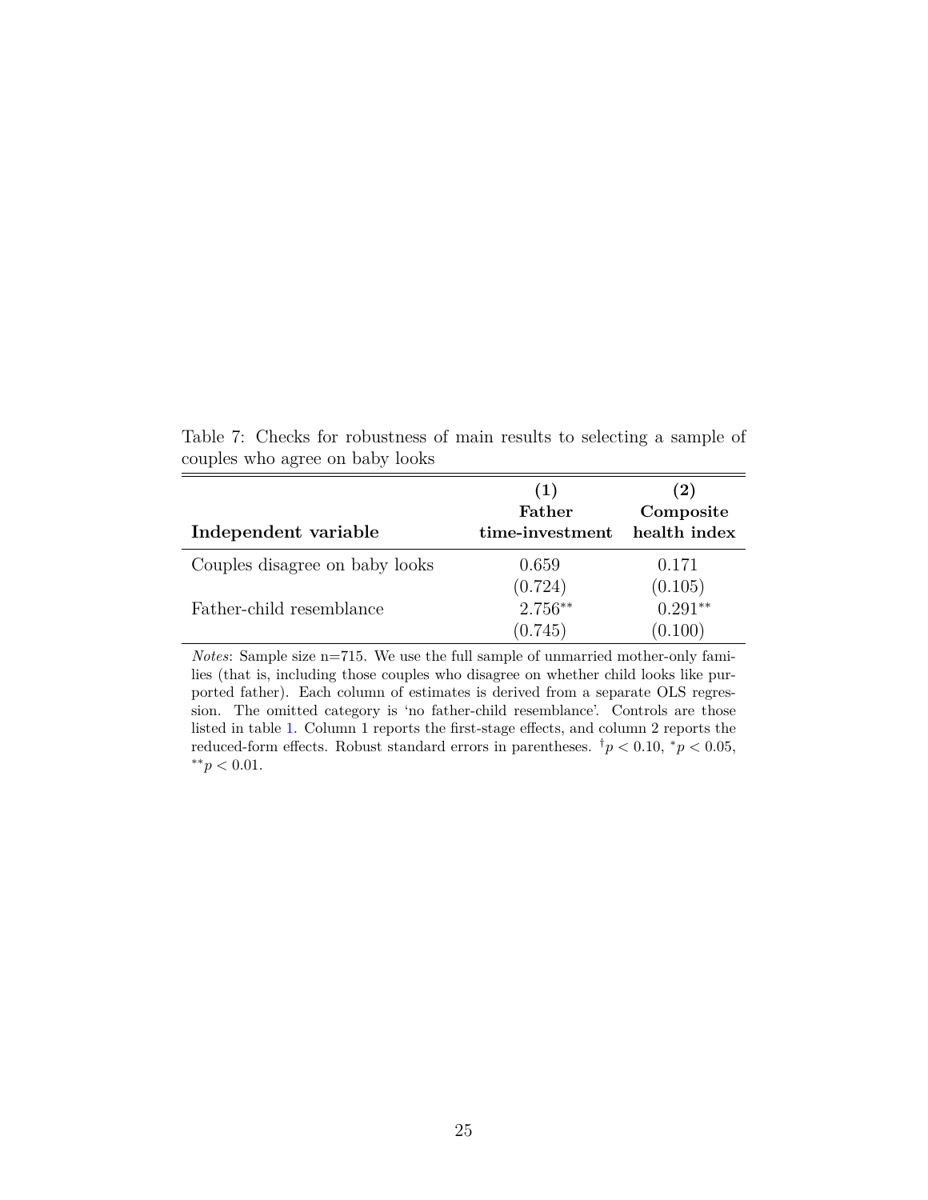Table 7: Checks for robustness of main results to selecting a sample of couples who agree on baby looks

| **Independent variable** | **(1) Father time-investment** | **(2) Composite health index** |
|---|---|---|
| Couples disagree on baby looks | 0.659 | 0.171 |
| | (0.724) | (0.105) |
| Father-child resemblance | 2.756** | 0.291** |
| | (0.745) | (0.100) |

*Notes*: Sample size n=715. We use the full sample of unmarried mother-only families (that is, including those couples who disagree on whether child looks like purported father). Each column of estimates is derived from a separate OLS regression. The omitted category is 'no father-child resemblance'. Controls are those listed in table 1. Column 1 reports the first-stage effects, and column 2 reports the reduced-form effects. Robust standard errors in parentheses. $^{\dagger}p < 0.10$, $^{*}p < 0.05$, $^{**}p < 0.01$.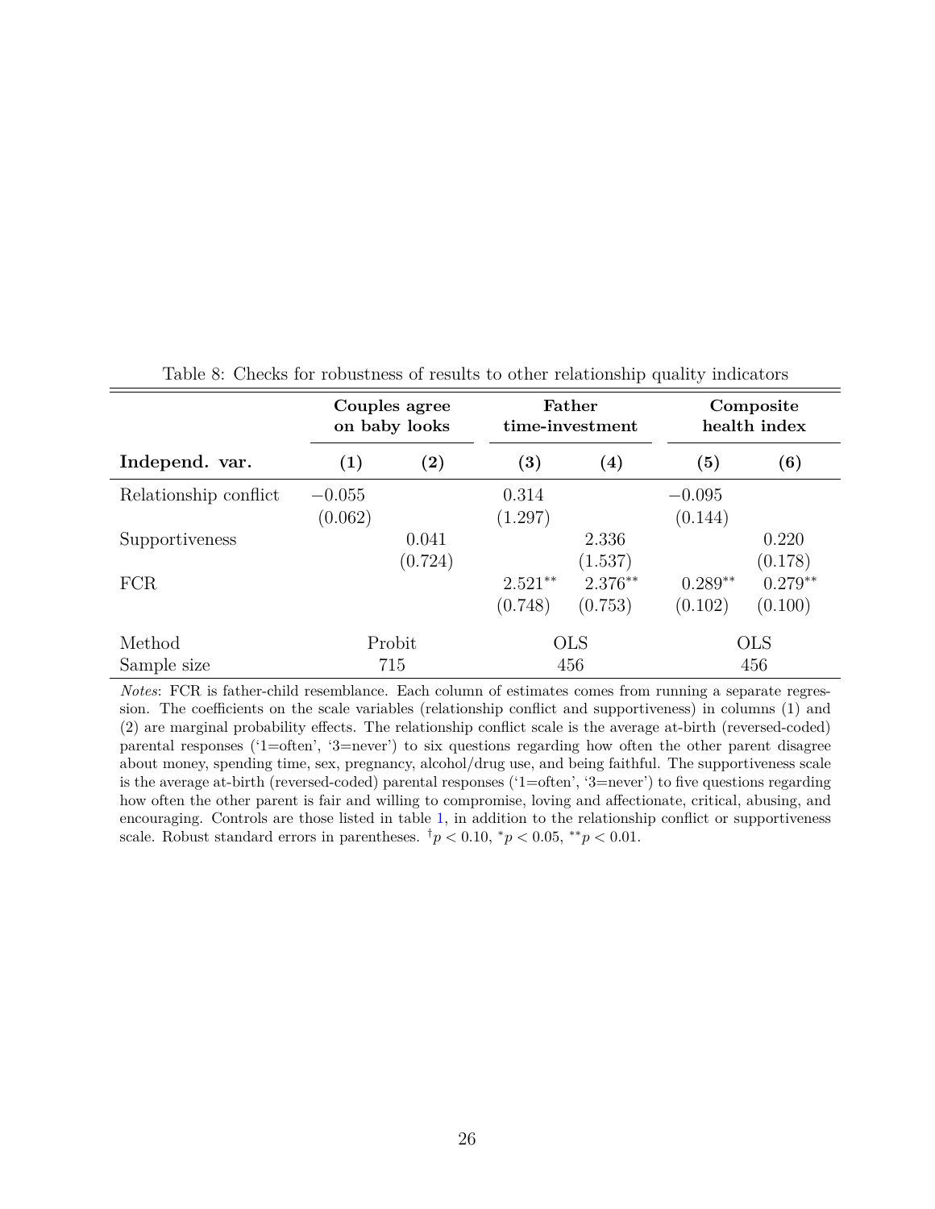Table 8: Checks for robustness of results to other relationship quality indicators

| | Couples agree on baby looks | | Father time-investment | | Composite health index | |
|---|---|---|---|---|---|---|
| **Independ. var.** | **(1)** | **(2)** | **(3)** | **(4)** | **(5)** | **(6)** |
| Relationship conflict | $-0.055$ | | 0.314 | | $-0.095$ | |
| | (0.062) | | (1.297) | | (0.144) | |
| Supportiveness | | 0.041 | | 2.336 | | 0.220 |
| | | (0.724) | | (1.537) | | (0.178) |
| FCR | | | $2.521^{**}$ | $2.376^{**}$ | $0.289^{**}$ | $0.279^{**}$ |
| | | | (0.748) | (0.753) | (0.102) | (0.100) |
| Method | Probit | | OLS | | OLS | |
| Sample size | 715 | | 456 | | 456 | |

*Notes*: FCR is father-child resemblance. Each column of estimates comes from running a separate regression. The coefficients on the scale variables (relationship conflict and supportiveness) in columns (1) and (2) are marginal probability effects. The relationship conflict scale is the average at-birth (reversed-coded) parental responses ('1=often', '3=never') to six questions regarding how often the other parent disagree about money, spending time, sex, pregnancy, alcohol/drug use, and being faithful. The supportiveness scale is the average at-birth (reversed-coded) parental responses ('1=often', '3=never') to five questions regarding how often the other parent is fair and willing to compromise, loving and affectionate, critical, abusing, and encouraging. Controls are those listed in table 1, in addition to the relationship conflict or supportiveness scale. Robust standard errors in parentheses. $^{\dagger}p < 0.10$, $^{*}p < 0.05$, $^{**}p < 0.01$.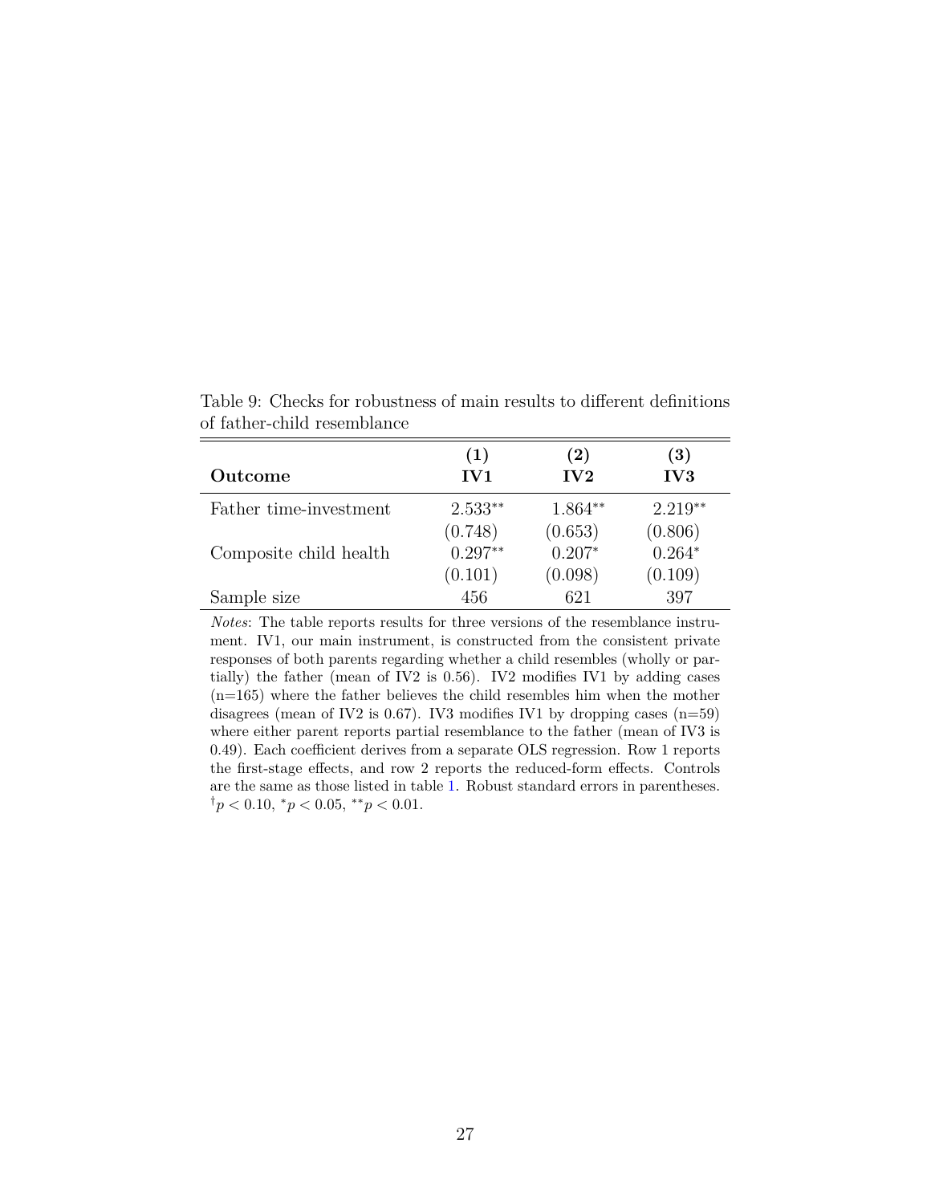Table 9: Checks for robustness of main results to different definitions of father-child resemblance

| Outcome | (1) IV1 | (2) IV2 | (3) IV3 |
|---|---|---|---|
| Father time-investment | $2.533^{**}$ | $1.864^{**}$ | $2.219^{**}$ |
| | (0.748) | (0.653) | (0.806) |
| Composite child health | $0.297^{**}$ | $0.207^{*}$ | $0.264^{*}$ |
| | (0.101) | (0.098) | (0.109) |
| Sample size | 456 | 621 | 397 |

*Notes*: The table reports results for three versions of the resemblance instrument. IV1, our main instrument, is constructed from the consistent private responses of both parents regarding whether a child resembles (wholly or partially) the father (mean of IV2 is 0.56). IV2 modifies IV1 by adding cases (n=165) where the father believes the child resembles him when the mother disagrees (mean of IV2 is 0.67). IV3 modifies IV1 by dropping cases (n=59) where either parent reports partial resemblance to the father (mean of IV3 is 0.49). Each coefficient derives from a separate OLS regression. Row 1 reports the first-stage effects, and row 2 reports the reduced-form effects. Controls are the same as those listed in table 1. Robust standard errors in parentheses. $^{\dagger}p < 0.10$, $^{*}p < 0.05$, $^{**}p < 0.01$.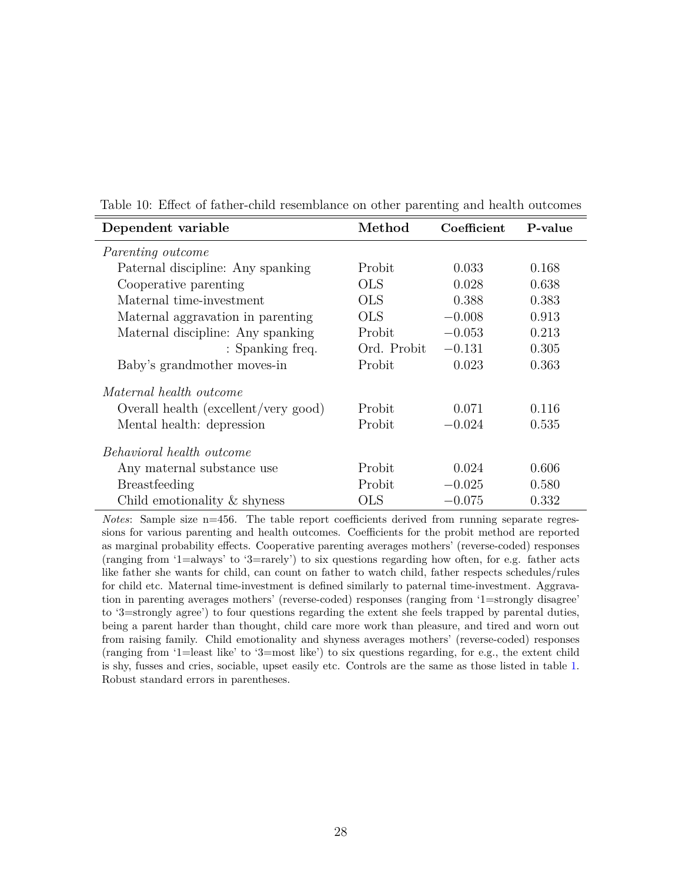Table 10: Effect of father-child resemblance on other parenting and health outcomes

| **Dependent variable** | **Method** | **Coefficient** | **P-value** |
|---|---|---|---|
| *Parenting outcome* | | | |
| Paternal discipline: Any spanking | Probit | 0.033 | 0.168 |
| Cooperative parenting | OLS | 0.028 | 0.638 |
| Maternal time-investment | OLS | 0.388 | 0.383 |
| Maternal aggravation in parenting | OLS | −0.008 | 0.913 |
| Maternal discipline: Any spanking | Probit | −0.053 | 0.213 |
| : Spanking freq. | Ord. Probit | −0.131 | 0.305 |
| Baby's grandmother moves-in | Probit | 0.023 | 0.363 |
| *Maternal health outcome* | | | |
| Overall health (excellent/very good) | Probit | 0.071 | 0.116 |
| Mental health: depression | Probit | −0.024 | 0.535 |
| *Behavioral health outcome* | | | |
| Any maternal substance use | Probit | 0.024 | 0.606 |
| Breastfeeding | Probit | −0.025 | 0.580 |
| Child emotionality & shyness | OLS | −0.075 | 0.332 |

*Notes*: Sample size n=456. The table report coefficients derived from running separate regressions for various parenting and health outcomes. Coefficients for the probit method are reported as marginal probability effects. Cooperative parenting averages mothers' (reverse-coded) responses (ranging from '1=always' to '3=rarely') to six questions regarding how often, for e.g. father acts like father she wants for child, can count on father to watch child, father respects schedules/rules for child etc. Maternal time-investment is defined similarly to paternal time-investment. Aggravation in parenting averages mothers' (reverse-coded) responses (ranging from '1=strongly disagree' to '3=strongly agree') to four questions regarding the extent she feels trapped by parental duties, being a parent harder than thought, child care more work than pleasure, and tired and worn out from raising family. Child emotionality and shyness averages mothers' (reverse-coded) responses (ranging from '1=least like' to '3=most like') to six questions regarding, for e.g., the extent child is shy, fusses and cries, sociable, upset easily etc. Controls are the same as those listed in table 1. Robust standard errors in parentheses.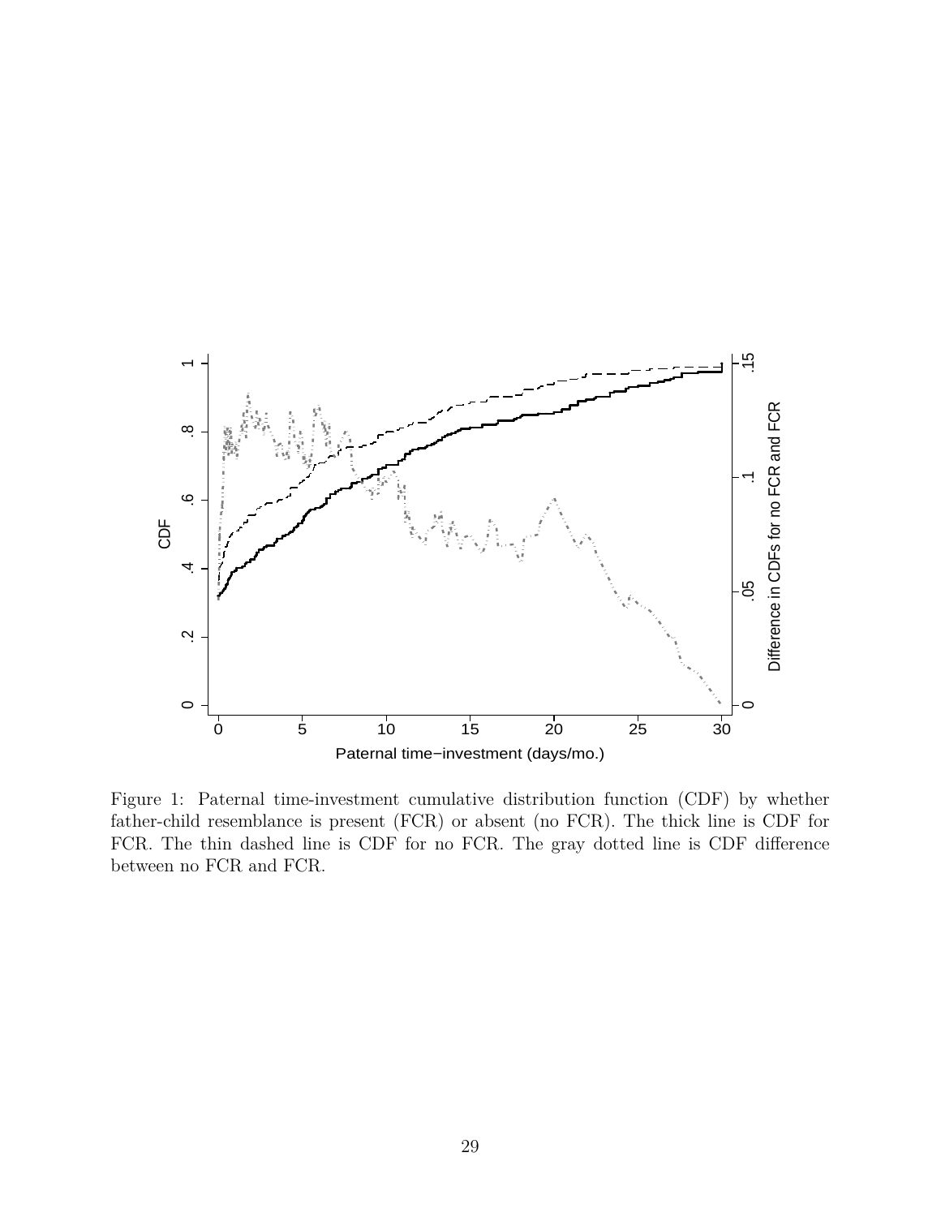CDF

1

.8

.6

.4

.2

0

Difference in CDFs for no FCR and FCR

.15

.1

.05

0

0 5 10 15 20 25 30

Paternal time−investment (days/mo.)

Figure 1: Paternal time-investment cumulative distribution function (CDF) by whether father-child resemblance is present (FCR) or absent (no FCR). The thick line is CDF for FCR. The thin dashed line is CDF for no FCR. The gray dotted line is CDF difference between no FCR and FCR.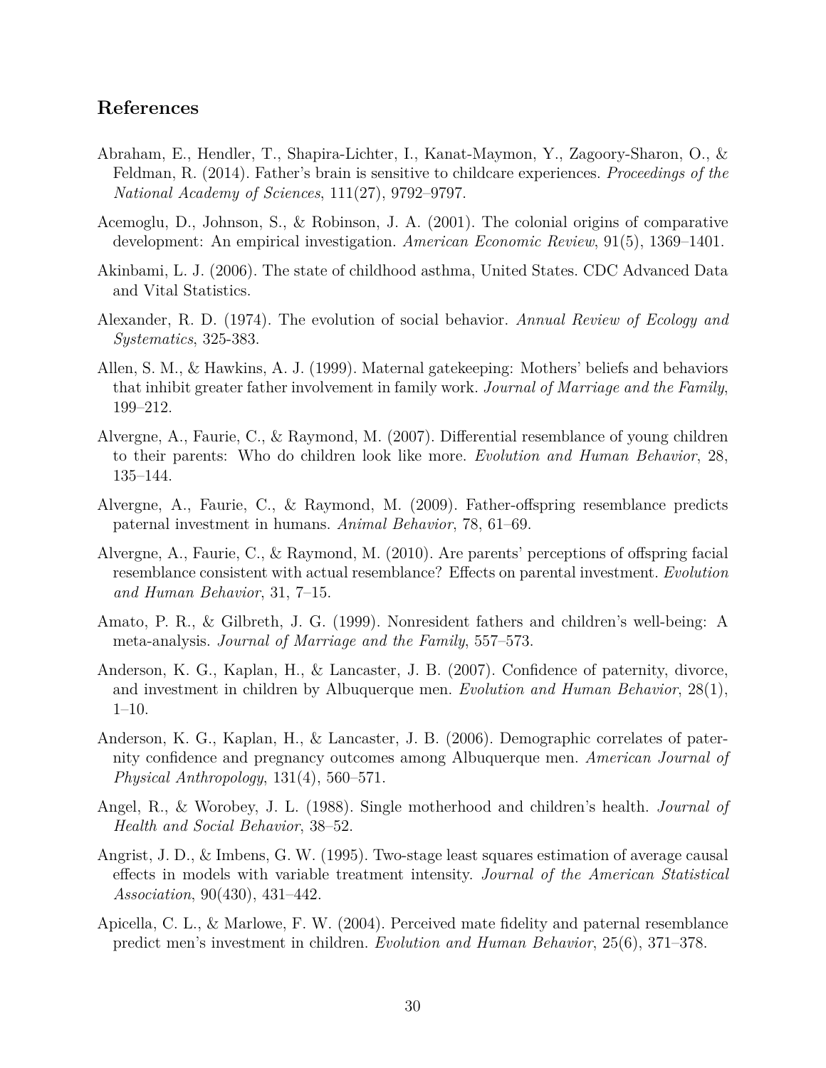## References

Abraham, E., Hendler, T., Shapira-Lichter, I., Kanat-Maymon, Y., Zagoory-Sharon, O., & Feldman, R. (2014). Father's brain is sensitive to childcare experiences. *Proceedings of the National Academy of Sciences*, 111(27), 9792–9797.

Acemoglu, D., Johnson, S., & Robinson, J. A. (2001). The colonial origins of comparative development: An empirical investigation. *American Economic Review*, 91(5), 1369–1401.

Akinbami, L. J. (2006). The state of childhood asthma, United States. CDC Advanced Data and Vital Statistics.

Alexander, R. D. (1974). The evolution of social behavior. *Annual Review of Ecology and Systematics*, 325-383.

Allen, S. M., & Hawkins, A. J. (1999). Maternal gatekeeping: Mothers' beliefs and behaviors that inhibit greater father involvement in family work. *Journal of Marriage and the Family*, 199–212.

Alvergne, A., Faurie, C., & Raymond, M. (2007). Differential resemblance of young children to their parents: Who do children look like more. *Evolution and Human Behavior*, 28, 135–144.

Alvergne, A., Faurie, C., & Raymond, M. (2009). Father-offspring resemblance predicts paternal investment in humans. *Animal Behavior*, 78, 61–69.

Alvergne, A., Faurie, C., & Raymond, M. (2010). Are parents' perceptions of offspring facial resemblance consistent with actual resemblance? Effects on parental investment. *Evolution and Human Behavior*, 31, 7–15.

Amato, P. R., & Gilbreth, J. G. (1999). Nonresident fathers and children's well-being: A meta-analysis. *Journal of Marriage and the Family*, 557–573.

Anderson, K. G., Kaplan, H., & Lancaster, J. B. (2007). Confidence of paternity, divorce, and investment in children by Albuquerque men. *Evolution and Human Behavior*, 28(1), 1–10.

Anderson, K. G., Kaplan, H., & Lancaster, J. B. (2006). Demographic correlates of paternity confidence and pregnancy outcomes among Albuquerque men. *American Journal of Physical Anthropology*, 131(4), 560–571.

Angel, R., & Worobey, J. L. (1988). Single motherhood and children's health. *Journal of Health and Social Behavior*, 38–52.

Angrist, J. D., & Imbens, G. W. (1995). Two-stage least squares estimation of average causal effects in models with variable treatment intensity. *Journal of the American Statistical Association*, 90(430), 431–442.

Apicella, C. L., & Marlowe, F. W. (2004). Perceived mate fidelity and paternal resemblance predict men's investment in children. *Evolution and Human Behavior*, 25(6), 371–378.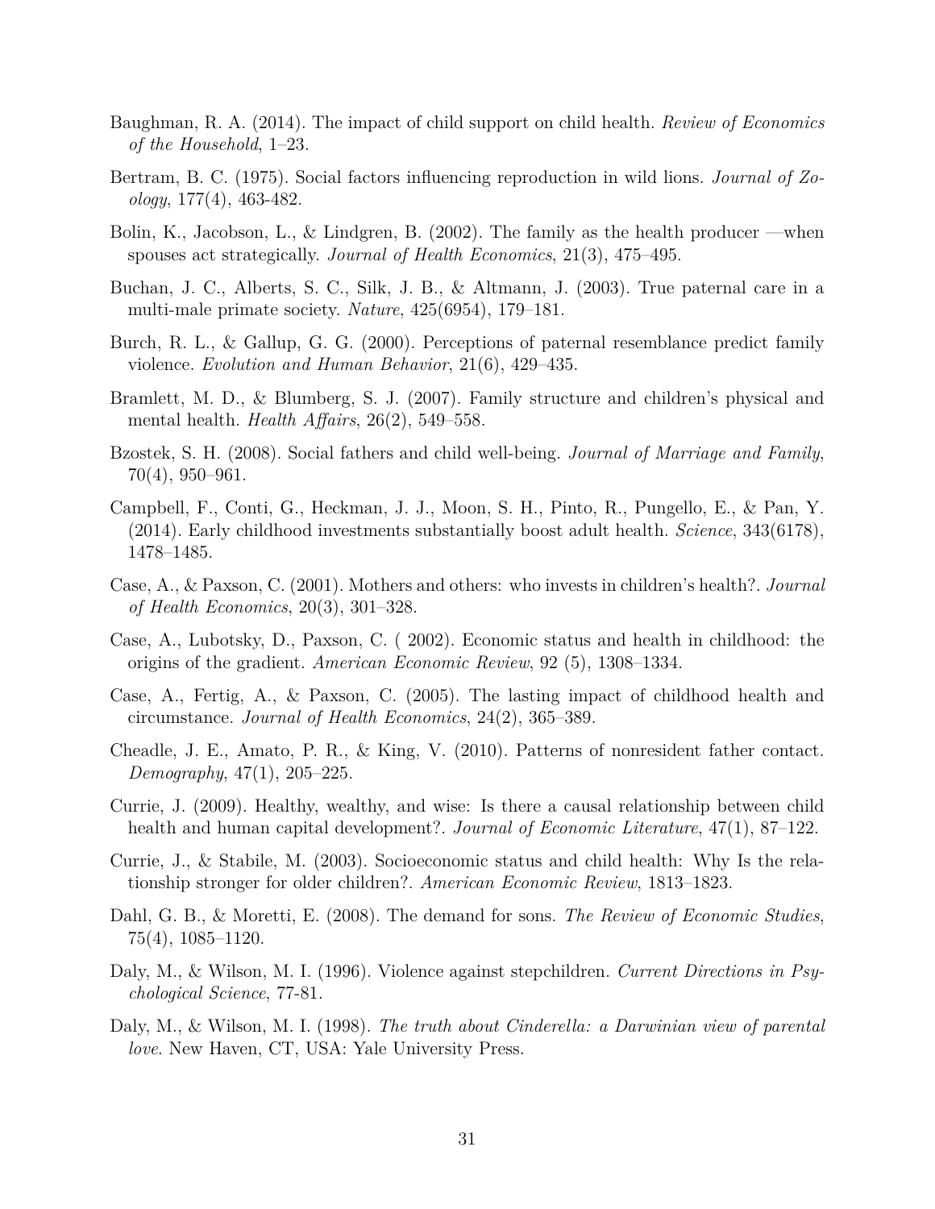Baughman, R. A. (2014). The impact of child support on child health. *Review of Economics of the Household*, 1–23.

Bertram, B. C. (1975). Social factors influencing reproduction in wild lions. *Journal of Zoology*, 177(4), 463-482.

Bolin, K., Jacobson, L., & Lindgren, B. (2002). The family as the health producer —when spouses act strategically. *Journal of Health Economics*, 21(3), 475–495.

Buchan, J. C., Alberts, S. C., Silk, J. B., & Altmann, J. (2003). True paternal care in a multi-male primate society. *Nature*, 425(6954), 179–181.

Burch, R. L., & Gallup, G. G. (2000). Perceptions of paternal resemblance predict family violence. *Evolution and Human Behavior*, 21(6), 429–435.

Bramlett, M. D., & Blumberg, S. J. (2007). Family structure and children's physical and mental health. *Health Affairs*, 26(2), 549–558.

Bzostek, S. H. (2008). Social fathers and child well-being. *Journal of Marriage and Family*, 70(4), 950–961.

Campbell, F., Conti, G., Heckman, J. J., Moon, S. H., Pinto, R., Pungello, E., & Pan, Y. (2014). Early childhood investments substantially boost adult health. *Science*, 343(6178), 1478–1485.

Case, A., & Paxson, C. (2001). Mothers and others: who invests in children's health?. *Journal of Health Economics*, 20(3), 301–328.

Case, A., Lubotsky, D., Paxson, C. ( 2002). Economic status and health in childhood: the origins of the gradient. *American Economic Review*, 92 (5), 1308–1334.

Case, A., Fertig, A., & Paxson, C. (2005). The lasting impact of childhood health and circumstance. *Journal of Health Economics*, 24(2), 365–389.

Cheadle, J. E., Amato, P. R., & King, V. (2010). Patterns of nonresident father contact. *Demography*, 47(1), 205–225.

Currie, J. (2009). Healthy, wealthy, and wise: Is there a causal relationship between child health and human capital development?. *Journal of Economic Literature*, 47(1), 87–122.

Currie, J., & Stabile, M. (2003). Socioeconomic status and child health: Why Is the relationship stronger for older children?. *American Economic Review*, 1813–1823.

Dahl, G. B., & Moretti, E. (2008). The demand for sons. *The Review of Economic Studies*, 75(4), 1085–1120.

Daly, M., & Wilson, M. I. (1996). Violence against stepchildren. *Current Directions in Psychological Science*, 77-81.

Daly, M., & Wilson, M. I. (1998). *The truth about Cinderella: a Darwinian view of parental love*. New Haven, CT, USA: Yale University Press.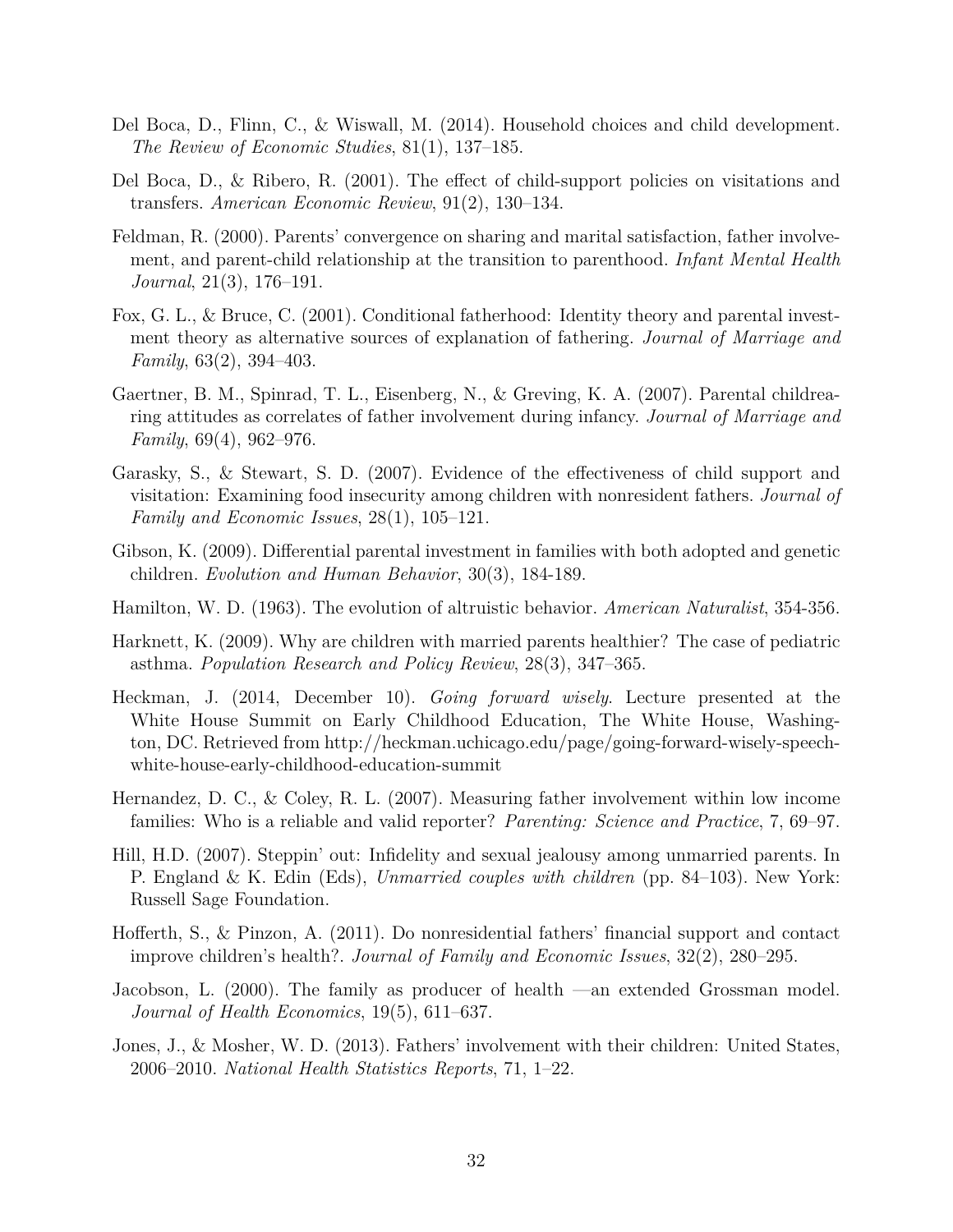Del Boca, D., Flinn, C., & Wiswall, M. (2014). Household choices and child development. *The Review of Economic Studies*, 81(1), 137–185.

Del Boca, D., & Ribero, R. (2001). The effect of child-support policies on visitations and transfers. *American Economic Review*, 91(2), 130–134.

Feldman, R. (2000). Parents' convergence on sharing and marital satisfaction, father involvement, and parent-child relationship at the transition to parenthood. *Infant Mental Health Journal*, 21(3), 176–191.

Fox, G. L., & Bruce, C. (2001). Conditional fatherhood: Identity theory and parental investment theory as alternative sources of explanation of fathering. *Journal of Marriage and Family*, 63(2), 394–403.

Gaertner, B. M., Spinrad, T. L., Eisenberg, N., & Greving, K. A. (2007). Parental childrearing attitudes as correlates of father involvement during infancy. *Journal of Marriage and Family*, 69(4), 962–976.

Garasky, S., & Stewart, S. D. (2007). Evidence of the effectiveness of child support and visitation: Examining food insecurity among children with nonresident fathers. *Journal of Family and Economic Issues*, 28(1), 105–121.

Gibson, K. (2009). Differential parental investment in families with both adopted and genetic children. *Evolution and Human Behavior*, 30(3), 184-189.

Hamilton, W. D. (1963). The evolution of altruistic behavior. *American Naturalist*, 354-356.

Harknett, K. (2009). Why are children with married parents healthier? The case of pediatric asthma. *Population Research and Policy Review*, 28(3), 347–365.

Heckman, J. (2014, December 10). *Going forward wisely*. Lecture presented at the White House Summit on Early Childhood Education, The White House, Washington, DC. Retrieved from http://heckman.uchicago.edu/page/going-forward-wisely-speech-white-house-early-childhood-education-summit

Hernandez, D. C., & Coley, R. L. (2007). Measuring father involvement within low income families: Who is a reliable and valid reporter? *Parenting: Science and Practice*, 7, 69–97.

Hill, H.D. (2007). Steppin' out: Infidelity and sexual jealousy among unmarried parents. In P. England & K. Edin (Eds), *Unmarried couples with children* (pp. 84–103). New York: Russell Sage Foundation.

Hofferth, S., & Pinzon, A. (2011). Do nonresidential fathers' financial support and contact improve children's health?. *Journal of Family and Economic Issues*, 32(2), 280–295.

Jacobson, L. (2000). The family as producer of health —an extended Grossman model. *Journal of Health Economics*, 19(5), 611–637.

Jones, J., & Mosher, W. D. (2013). Fathers' involvement with their children: United States, 2006–2010. *National Health Statistics Reports*, 71, 1–22.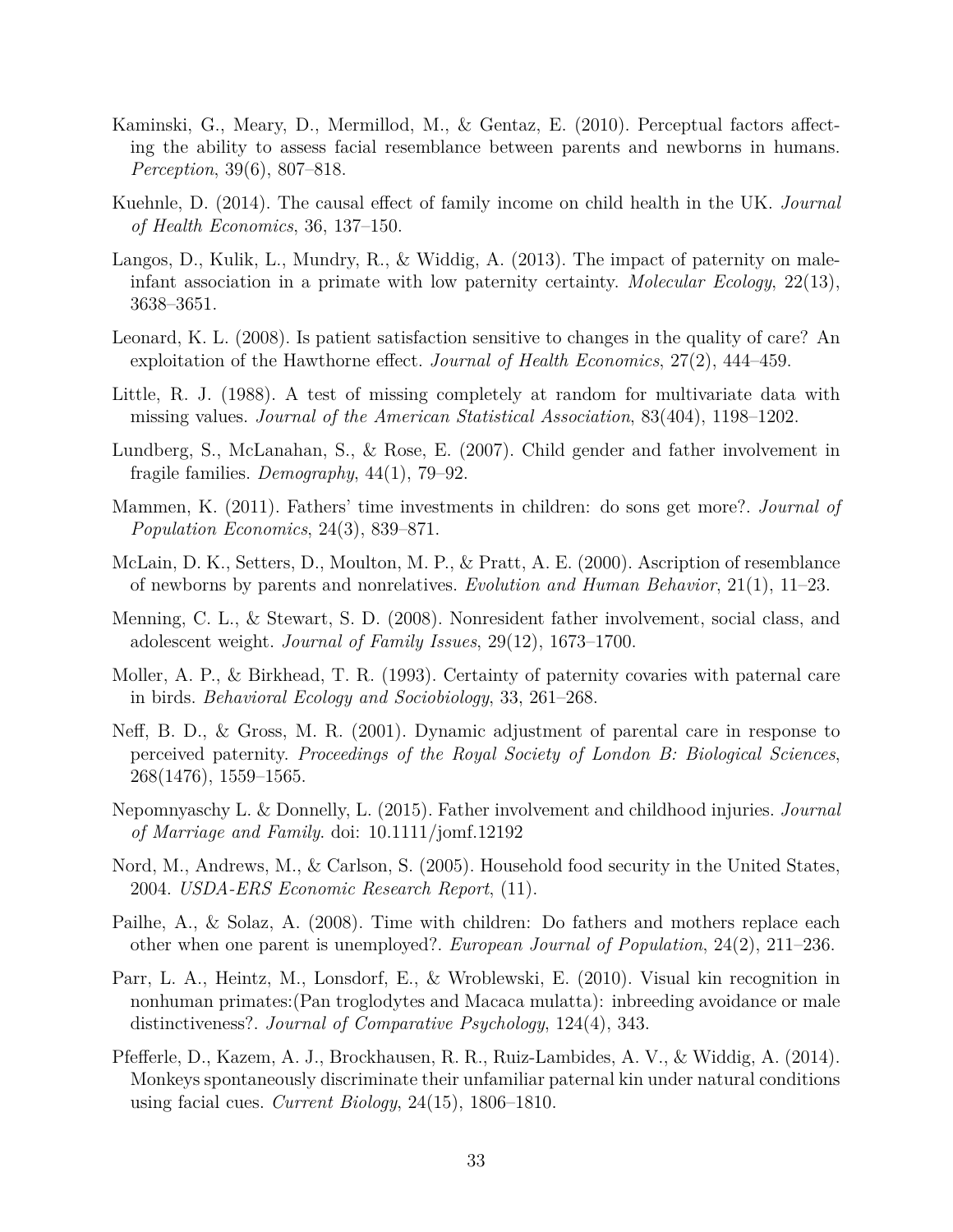Kaminski, G., Meary, D., Mermillod, M., & Gentaz, E. (2010). Perceptual factors affecting the ability to assess facial resemblance between parents and newborns in humans. *Perception*, 39(6), 807–818.

Kuehnle, D. (2014). The causal effect of family income on child health in the UK. *Journal of Health Economics*, 36, 137–150.

Langos, D., Kulik, L., Mundry, R., & Widdig, A. (2013). The impact of paternity on male-infant association in a primate with low paternity certainty. *Molecular Ecology*, 22(13), 3638–3651.

Leonard, K. L. (2008). Is patient satisfaction sensitive to changes in the quality of care? An exploitation of the Hawthorne effect. *Journal of Health Economics*, 27(2), 444–459.

Little, R. J. (1988). A test of missing completely at random for multivariate data with missing values. *Journal of the American Statistical Association*, 83(404), 1198–1202.

Lundberg, S., McLanahan, S., & Rose, E. (2007). Child gender and father involvement in fragile families. *Demography*, 44(1), 79–92.

Mammen, K. (2011). Fathers' time investments in children: do sons get more?. *Journal of Population Economics*, 24(3), 839–871.

McLain, D. K., Setters, D., Moulton, M. P., & Pratt, A. E. (2000). Ascription of resemblance of newborns by parents and nonrelatives. *Evolution and Human Behavior*, 21(1), 11–23.

Menning, C. L., & Stewart, S. D. (2008). Nonresident father involvement, social class, and adolescent weight. *Journal of Family Issues*, 29(12), 1673–1700.

Moller, A. P., & Birkhead, T. R. (1993). Certainty of paternity covaries with paternal care in birds. *Behavioral Ecology and Sociobiology*, 33, 261–268.

Neff, B. D., & Gross, M. R. (2001). Dynamic adjustment of parental care in response to perceived paternity. *Proceedings of the Royal Society of London B: Biological Sciences*, 268(1476), 1559–1565.

Nepomnyaschy L. & Donnelly, L. (2015). Father involvement and childhood injuries. *Journal of Marriage and Family*. doi: 10.1111/jomf.12192

Nord, M., Andrews, M., & Carlson, S. (2005). Household food security in the United States, 2004. *USDA-ERS Economic Research Report*, (11).

Pailhe, A., & Solaz, A. (2008). Time with children: Do fathers and mothers replace each other when one parent is unemployed?. *European Journal of Population*, 24(2), 211–236.

Parr, L. A., Heintz, M., Lonsdorf, E., & Wroblewski, E. (2010). Visual kin recognition in nonhuman primates:(Pan troglodytes and Macaca mulatta): inbreeding avoidance or male distinctiveness?. *Journal of Comparative Psychology*, 124(4), 343.

Pfefferle, D., Kazem, A. J., Brockhausen, R. R., Ruiz-Lambides, A. V., & Widdig, A. (2014). Monkeys spontaneously discriminate their unfamiliar paternal kin under natural conditions using facial cues. *Current Biology*, 24(15), 1806–1810.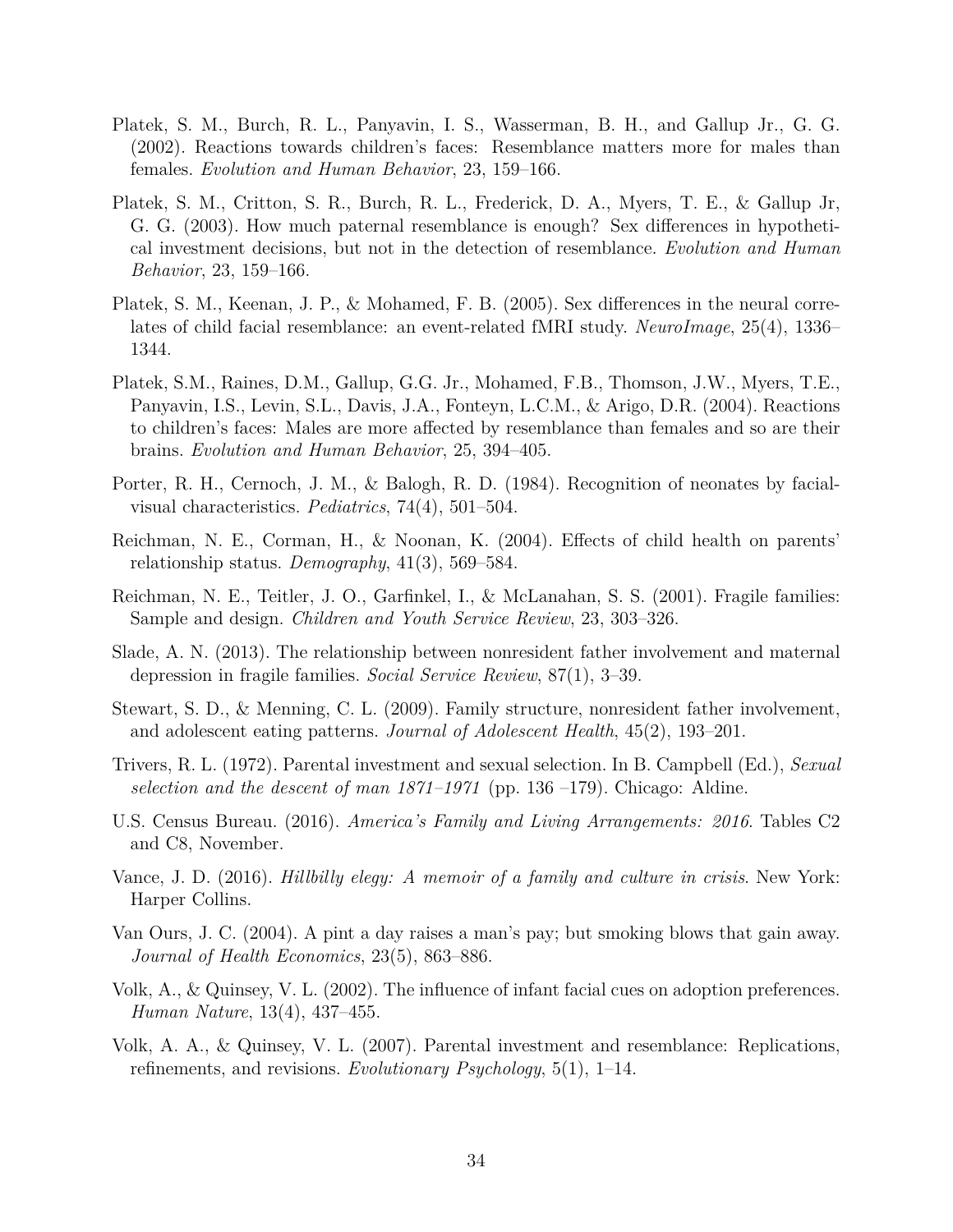Platek, S. M., Burch, R. L., Panyavin, I. S., Wasserman, B. H., and Gallup Jr., G. G. (2002). Reactions towards children's faces: Resemblance matters more for males than females. *Evolution and Human Behavior*, 23, 159–166.

Platek, S. M., Critton, S. R., Burch, R. L., Frederick, D. A., Myers, T. E., & Gallup Jr, G. G. (2003). How much paternal resemblance is enough? Sex differences in hypothetical investment decisions, but not in the detection of resemblance. *Evolution and Human Behavior*, 23, 159–166.

Platek, S. M., Keenan, J. P., & Mohamed, F. B. (2005). Sex differences in the neural correlates of child facial resemblance: an event-related fMRI study. *NeuroImage*, 25(4), 1336–1344.

Platek, S.M., Raines, D.M., Gallup, G.G. Jr., Mohamed, F.B., Thomson, J.W., Myers, T.E., Panyavin, I.S., Levin, S.L., Davis, J.A., Fonteyn, L.C.M., & Arigo, D.R. (2004). Reactions to children's faces: Males are more affected by resemblance than females and so are their brains. *Evolution and Human Behavior*, 25, 394–405.

Porter, R. H., Cernoch, J. M., & Balogh, R. D. (1984). Recognition of neonates by facial-visual characteristics. *Pediatrics*, 74(4), 501–504.

Reichman, N. E., Corman, H., & Noonan, K. (2004). Effects of child health on parents' relationship status. *Demography*, 41(3), 569–584.

Reichman, N. E., Teitler, J. O., Garfinkel, I., & McLanahan, S. S. (2001). Fragile families: Sample and design. *Children and Youth Service Review*, 23, 303–326.

Slade, A. N. (2013). The relationship between nonresident father involvement and maternal depression in fragile families. *Social Service Review*, 87(1), 3–39.

Stewart, S. D., & Menning, C. L. (2009). Family structure, nonresident father involvement, and adolescent eating patterns. *Journal of Adolescent Health*, 45(2), 193–201.

Trivers, R. L. (1972). Parental investment and sexual selection. In B. Campbell (Ed.), *Sexual selection and the descent of man 1871–1971* (pp. 136 –179). Chicago: Aldine.

U.S. Census Bureau. (2016). *America's Family and Living Arrangements: 2016*. Tables C2 and C8, November.

Vance, J. D. (2016). *Hillbilly elegy: A memoir of a family and culture in crisis*. New York: Harper Collins.

Van Ours, J. C. (2004). A pint a day raises a man's pay; but smoking blows that gain away. *Journal of Health Economics*, 23(5), 863–886.

Volk, A., & Quinsey, V. L. (2002). The influence of infant facial cues on adoption preferences. *Human Nature*, 13(4), 437–455.

Volk, A. A., & Quinsey, V. L. (2007). Parental investment and resemblance: Replications, refinements, and revisions. *Evolutionary Psychology*, 5(1), 1–14.